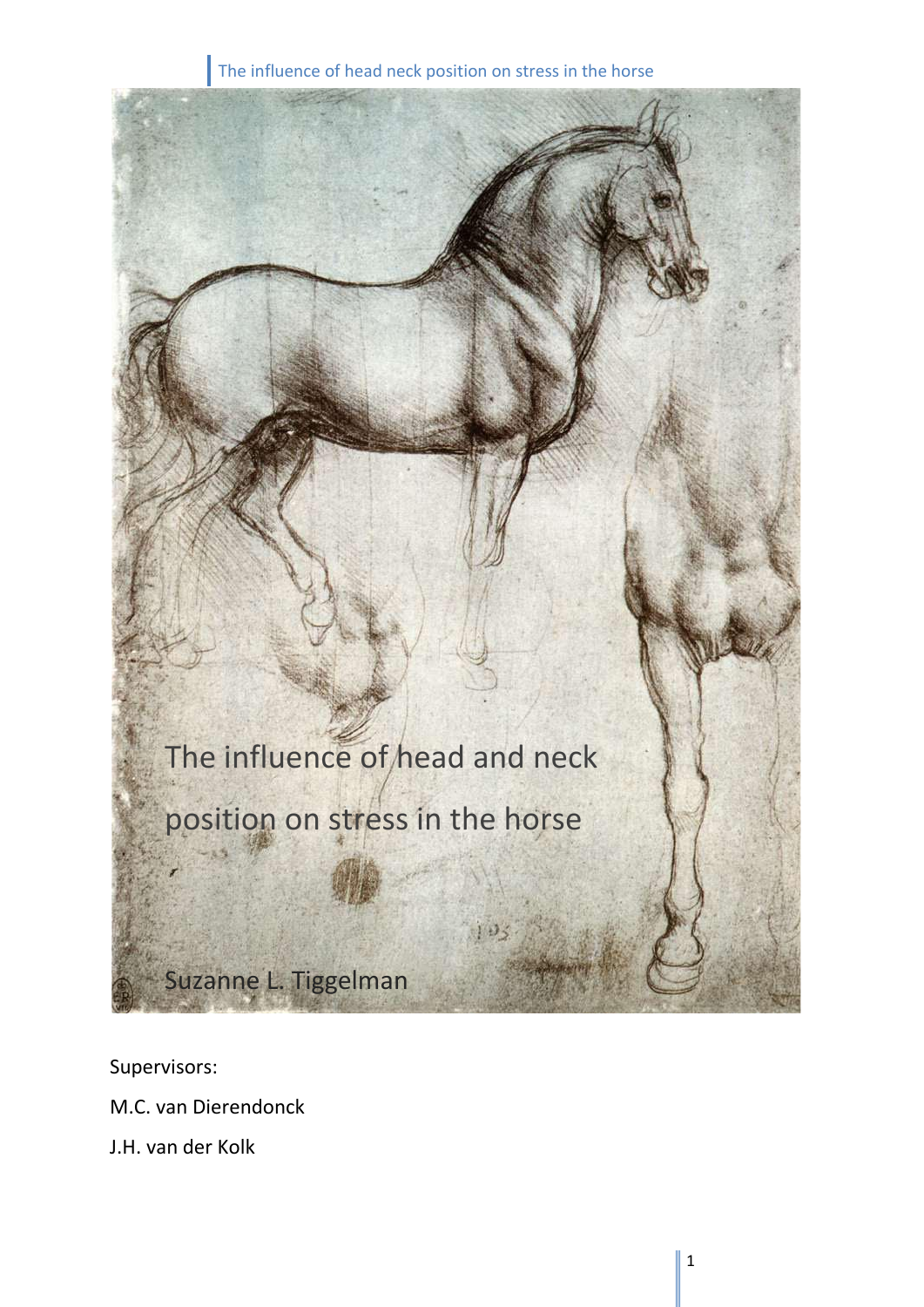# The influence of head and neck position on stress in the horse

Suzanne L. Tiggelman

Supervisors:

M.C. van Dierendonck

J.H. van der Kolk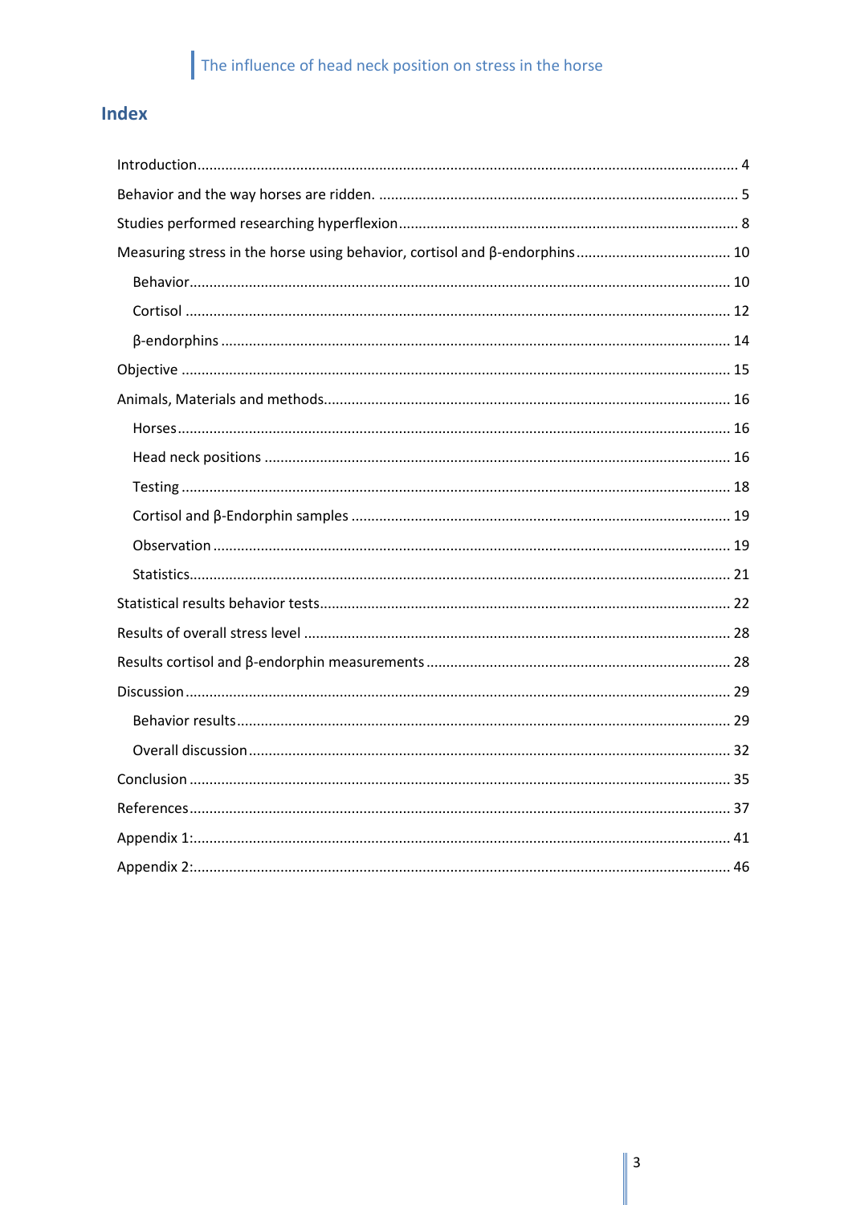## Index

- Introduction ........ 4
- Behavior and the way horses are ridden. ........ 5
- Studies performed researching hyperflexion ........ 8
- Measuring stress in the horse using behavior, cortisol and β-endorphins ........ 10
  - Behavior ........ 10
  - Cortisol ........ 12
  - β-endorphins ........ 14
- Objective ........ 15
- Animals, Materials and methods ........ 16
  - Horses ........ 16
  - Head neck positions ........ 16
  - Testing ........ 18
  - Cortisol and β-Endorphin samples ........ 19
  - Observation ........ 19
  - Statistics ........ 21
- Statistical results behavior tests ........ 22
- Results of overall stress level ........ 28
- Results cortisol and β-endorphin measurements ........ 28
- Discussion ........ 29
  - Behavior results ........ 29
  - Overall discussion ........ 32
- Conclusion ........ 35
- References ........ 37
- Appendix 1: ........ 41
- Appendix 2: ........ 46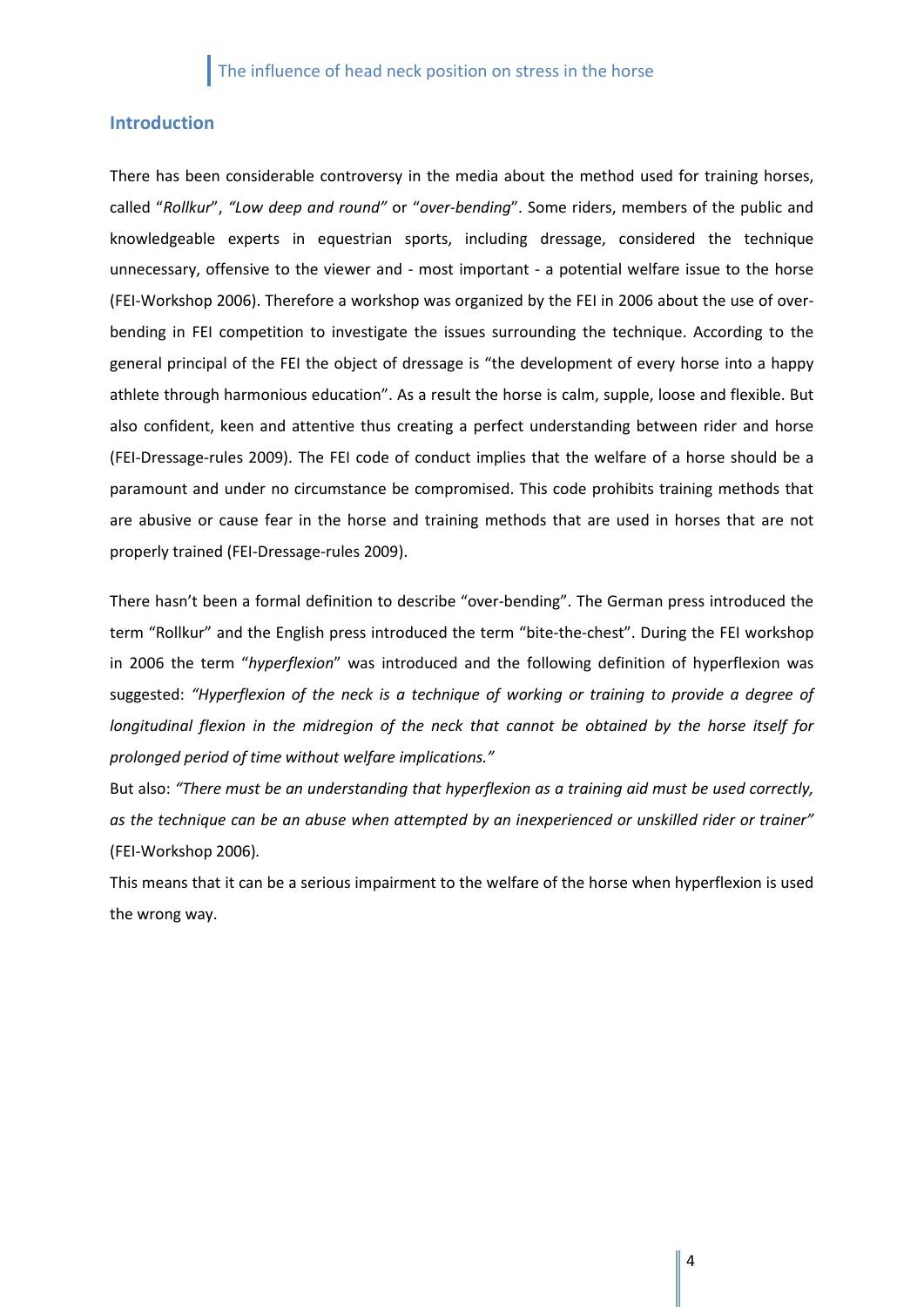## Introduction

There has been considerable controversy in the media about the method used for training horses, called "*Rollkur*", *"Low deep and round"* or "*over-bending*". Some riders, members of the public and knowledgeable experts in equestrian sports, including dressage, considered the technique unnecessary, offensive to the viewer and - most important - a potential welfare issue to the horse (FEI-Workshop 2006). Therefore a workshop was organized by the FEI in 2006 about the use of over-bending in FEI competition to investigate the issues surrounding the technique. According to the general principal of the FEI the object of dressage is "the development of every horse into a happy athlete through harmonious education". As a result the horse is calm, supple, loose and flexible. But also confident, keen and attentive thus creating a perfect understanding between rider and horse (FEI-Dressage-rules 2009). The FEI code of conduct implies that the welfare of a horse should be a paramount and under no circumstance be compromised. This code prohibits training methods that are abusive or cause fear in the horse and training methods that are used in horses that are not properly trained (FEI-Dressage-rules 2009).

There hasn't been a formal definition to describe "over-bending". The German press introduced the term "Rollkur" and the English press introduced the term "bite-the-chest". During the FEI workshop in 2006 the term "*hyperflexion*" was introduced and the following definition of hyperflexion was suggested: *"Hyperflexion of the neck is a technique of working or training to provide a degree of longitudinal flexion in the midregion of the neck that cannot be obtained by the horse itself for prolonged period of time without welfare implications."*

But also: *"There must be an understanding that hyperflexion as a training aid must be used correctly, as the technique can be an abuse when attempted by an inexperienced or unskilled rider or trainer"* (FEI-Workshop 2006).

This means that it can be a serious impairment to the welfare of the horse when hyperflexion is used the wrong way.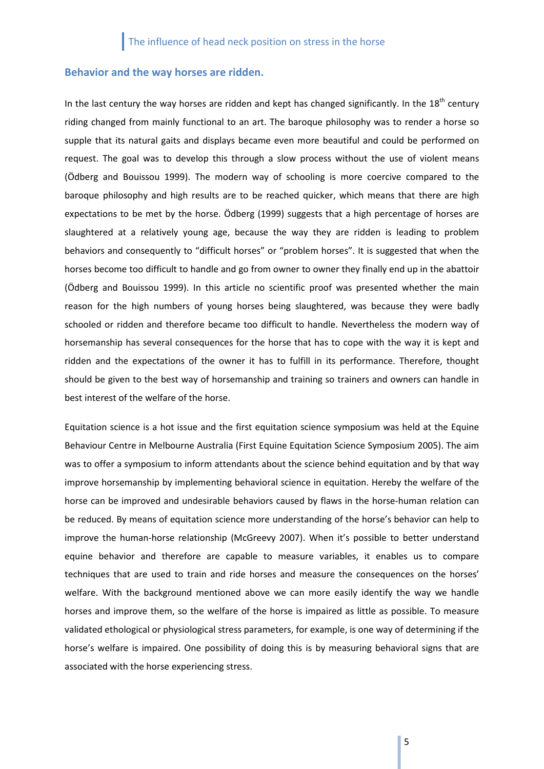## Behavior and the way horses are ridden.

In the last century the way horses are ridden and kept has changed significantly. In the 18$^{th}$ century riding changed from mainly functional to an art. The baroque philosophy was to render a horse so supple that its natural gaits and displays became even more beautiful and could be performed on request. The goal was to develop this through a slow process without the use of violent means (Ödberg and Bouissou 1999). The modern way of schooling is more coercive compared to the baroque philosophy and high results are to be reached quicker, which means that there are high expectations to be met by the horse. Ödberg (1999) suggests that a high percentage of horses are slaughtered at a relatively young age, because the way they are ridden is leading to problem behaviors and consequently to "difficult horses" or "problem horses". It is suggested that when the horses become too difficult to handle and go from owner to owner they finally end up in the abattoir (Ödberg and Bouissou 1999). In this article no scientific proof was presented whether the main reason for the high numbers of young horses being slaughtered, was because they were badly schooled or ridden and therefore became too difficult to handle. Nevertheless the modern way of horsemanship has several consequences for the horse that has to cope with the way it is kept and ridden and the expectations of the owner it has to fulfill in its performance. Therefore, thought should be given to the best way of horsemanship and training so trainers and owners can handle in best interest of the welfare of the horse.

Equitation science is a hot issue and the first equitation science symposium was held at the Equine Behaviour Centre in Melbourne Australia (First Equine Equitation Science Symposium 2005). The aim was to offer a symposium to inform attendants about the science behind equitation and by that way improve horsemanship by implementing behavioral science in equitation. Hereby the welfare of the horse can be improved and undesirable behaviors caused by flaws in the horse-human relation can be reduced. By means of equitation science more understanding of the horse's behavior can help to improve the human-horse relationship (McGreevy 2007). When it's possible to better understand equine behavior and therefore are capable to measure variables, it enables us to compare techniques that are used to train and ride horses and measure the consequences on the horses' welfare. With the background mentioned above we can more easily identify the way we handle horses and improve them, so the welfare of the horse is impaired as little as possible. To measure validated ethological or physiological stress parameters, for example, is one way of determining if the horse's welfare is impaired. One possibility of doing this is by measuring behavioral signs that are associated with the horse experiencing stress.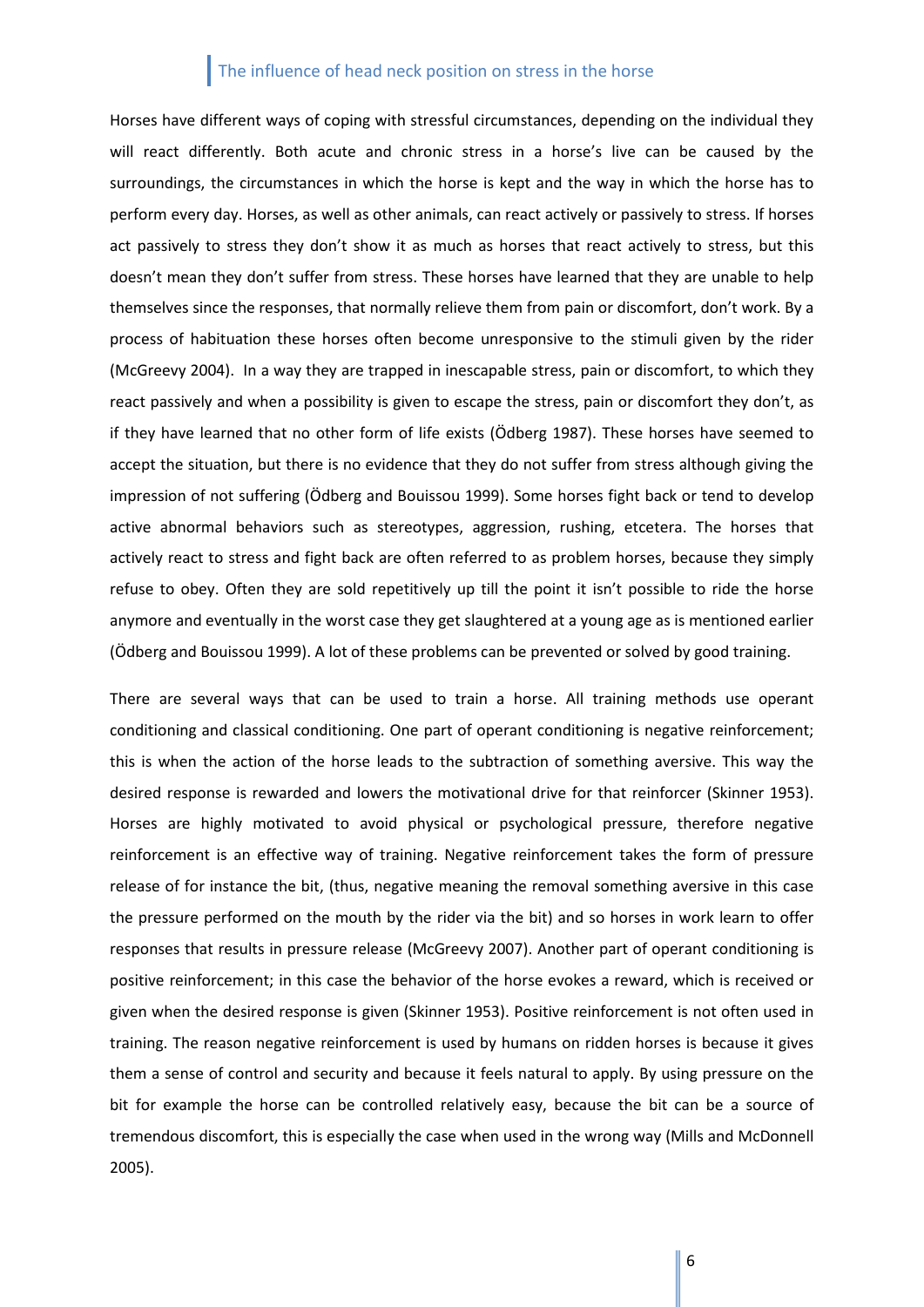## The influence of head neck position on stress in the horse

Horses have different ways of coping with stressful circumstances, depending on the individual they will react differently. Both acute and chronic stress in a horse's live can be caused by the surroundings, the circumstances in which the horse is kept and the way in which the horse has to perform every day. Horses, as well as other animals, can react actively or passively to stress. If horses act passively to stress they don't show it as much as horses that react actively to stress, but this doesn't mean they don't suffer from stress. These horses have learned that they are unable to help themselves since the responses, that normally relieve them from pain or discomfort, don't work. By a process of habituation these horses often become unresponsive to the stimuli given by the rider (McGreevy 2004). In a way they are trapped in inescapable stress, pain or discomfort, to which they react passively and when a possibility is given to escape the stress, pain or discomfort they don't, as if they have learned that no other form of life exists (Ödberg 1987). These horses have seemed to accept the situation, but there is no evidence that they do not suffer from stress although giving the impression of not suffering (Ödberg and Bouissou 1999). Some horses fight back or tend to develop active abnormal behaviors such as stereotypes, aggression, rushing, etcetera. The horses that actively react to stress and fight back are often referred to as problem horses, because they simply refuse to obey. Often they are sold repetitively up till the point it isn't possible to ride the horse anymore and eventually in the worst case they get slaughtered at a young age as is mentioned earlier (Ödberg and Bouissou 1999). A lot of these problems can be prevented or solved by good training.

There are several ways that can be used to train a horse. All training methods use operant conditioning and classical conditioning. One part of operant conditioning is negative reinforcement; this is when the action of the horse leads to the subtraction of something aversive. This way the desired response is rewarded and lowers the motivational drive for that reinforcer (Skinner 1953). Horses are highly motivated to avoid physical or psychological pressure, therefore negative reinforcement is an effective way of training. Negative reinforcement takes the form of pressure release of for instance the bit, (thus, negative meaning the removal something aversive in this case the pressure performed on the mouth by the rider via the bit) and so horses in work learn to offer responses that results in pressure release (McGreevy 2007). Another part of operant conditioning is positive reinforcement; in this case the behavior of the horse evokes a reward, which is received or given when the desired response is given (Skinner 1953). Positive reinforcement is not often used in training. The reason negative reinforcement is used by humans on ridden horses is because it gives them a sense of control and security and because it feels natural to apply. By using pressure on the bit for example the horse can be controlled relatively easy, because the bit can be a source of tremendous discomfort, this is especially the case when used in the wrong way (Mills and McDonnell 2005).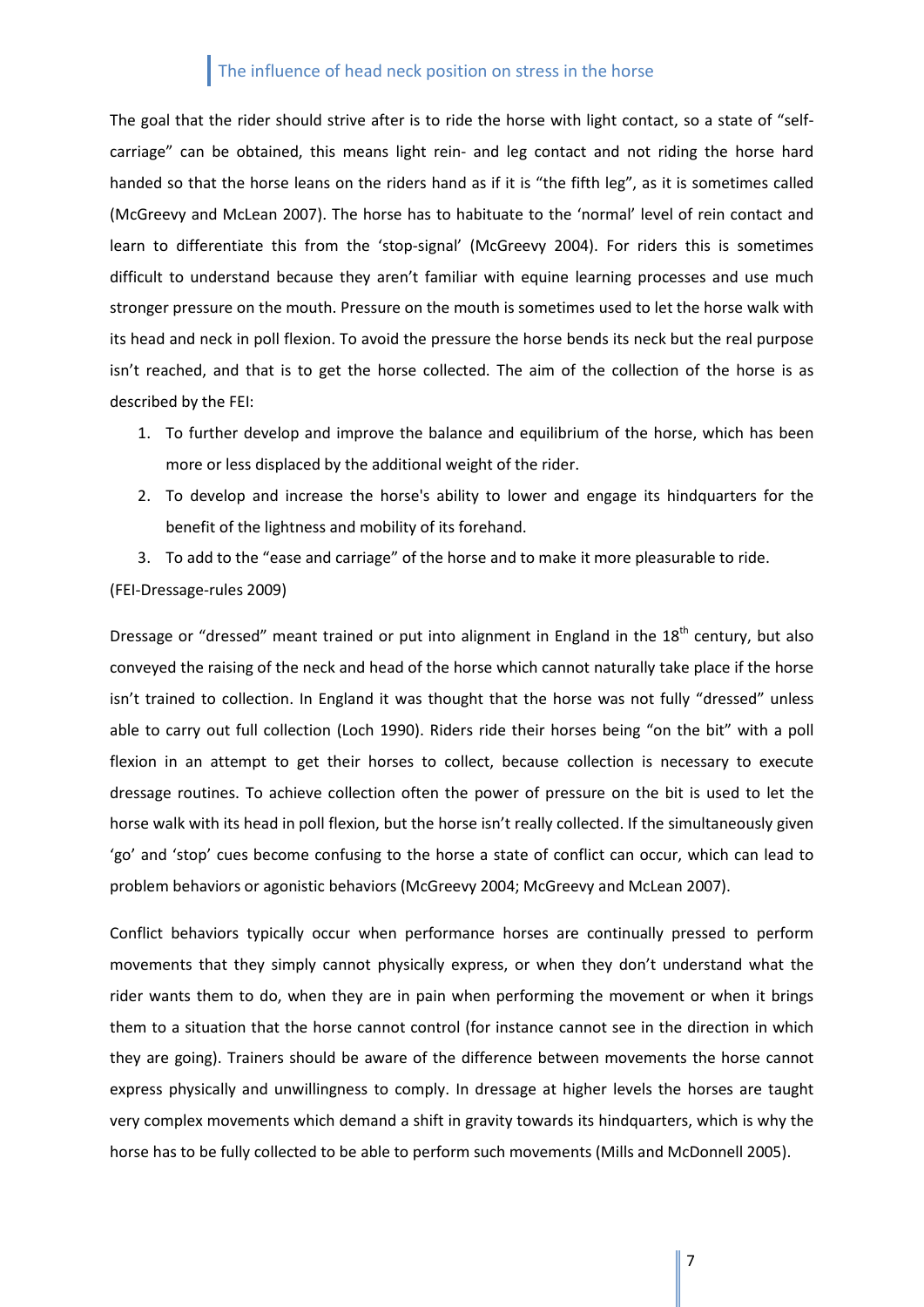## The influence of head neck position on stress in the horse

The goal that the rider should strive after is to ride the horse with light contact, so a state of "self-carriage" can be obtained, this means light rein- and leg contact and not riding the horse hard handed so that the horse leans on the riders hand as if it is "the fifth leg", as it is sometimes called (McGreevy and McLean 2007). The horse has to habituate to the 'normal' level of rein contact and learn to differentiate this from the 'stop-signal' (McGreevy 2004). For riders this is sometimes difficult to understand because they aren't familiar with equine learning processes and use much stronger pressure on the mouth. Pressure on the mouth is sometimes used to let the horse walk with its head and neck in poll flexion. To avoid the pressure the horse bends its neck but the real purpose isn't reached, and that is to get the horse collected. The aim of the collection of the horse is as described by the FEI:

1. To further develop and improve the balance and equilibrium of the horse, which has been more or less displaced by the additional weight of the rider.
2. To develop and increase the horse's ability to lower and engage its hindquarters for the benefit of the lightness and mobility of its forehand.
3. To add to the "ease and carriage" of the horse and to make it more pleasurable to ride.

(FEI-Dressage-rules 2009)

Dressage or "dressed" meant trained or put into alignment in England in the 18th century, but also conveyed the raising of the neck and head of the horse which cannot naturally take place if the horse isn't trained to collection. In England it was thought that the horse was not fully "dressed" unless able to carry out full collection (Loch 1990). Riders ride their horses being "on the bit" with a poll flexion in an attempt to get their horses to collect, because collection is necessary to execute dressage routines. To achieve collection often the power of pressure on the bit is used to let the horse walk with its head in poll flexion, but the horse isn't really collected. If the simultaneously given 'go' and 'stop' cues become confusing to the horse a state of conflict can occur, which can lead to problem behaviors or agonistic behaviors (McGreevy 2004; McGreevy and McLean 2007).

Conflict behaviors typically occur when performance horses are continually pressed to perform movements that they simply cannot physically express, or when they don't understand what the rider wants them to do, when they are in pain when performing the movement or when it brings them to a situation that the horse cannot control (for instance cannot see in the direction in which they are going). Trainers should be aware of the difference between movements the horse cannot express physically and unwillingness to comply. In dressage at higher levels the horses are taught very complex movements which demand a shift in gravity towards its hindquarters, which is why the horse has to be fully collected to be able to perform such movements (Mills and McDonnell 2005).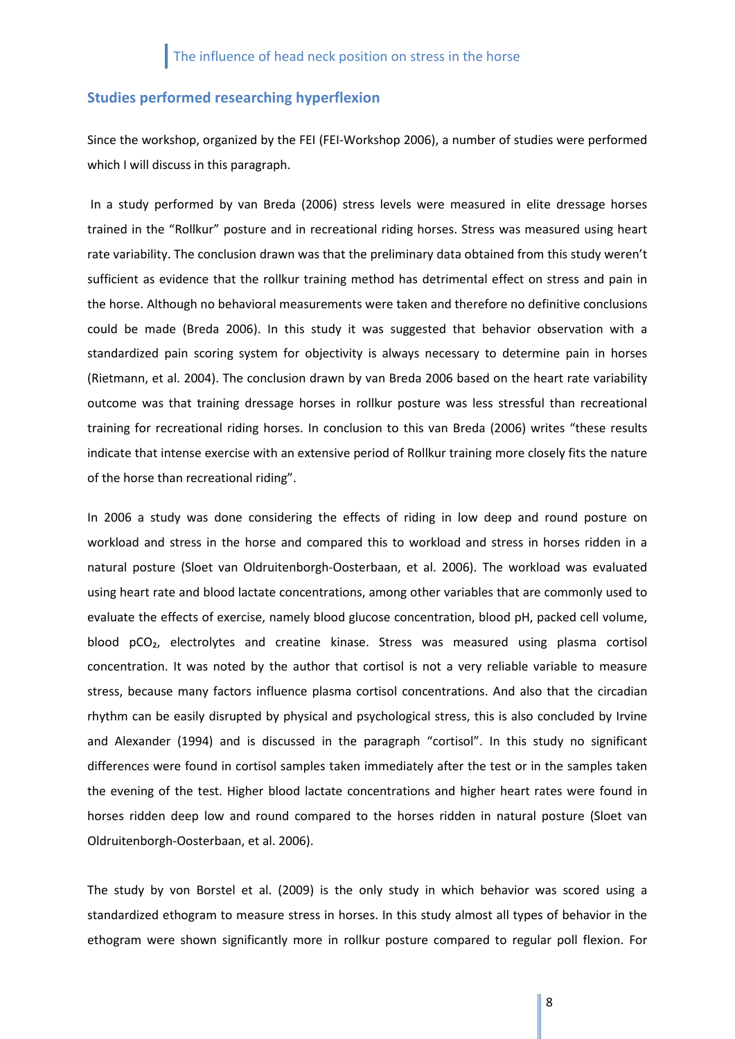## Studies performed researching hyperflexion

Since the workshop, organized by the FEI (FEI-Workshop 2006), a number of studies were performed which I will discuss in this paragraph.

In a study performed by van Breda (2006) stress levels were measured in elite dressage horses trained in the "Rollkur" posture and in recreational riding horses. Stress was measured using heart rate variability. The conclusion drawn was that the preliminary data obtained from this study weren't sufficient as evidence that the rollkur training method has detrimental effect on stress and pain in the horse. Although no behavioral measurements were taken and therefore no definitive conclusions could be made (Breda 2006). In this study it was suggested that behavior observation with a standardized pain scoring system for objectivity is always necessary to determine pain in horses (Rietmann, et al. 2004). The conclusion drawn by van Breda 2006 based on the heart rate variability outcome was that training dressage horses in rollkur posture was less stressful than recreational training for recreational riding horses. In conclusion to this van Breda (2006) writes "these results indicate that intense exercise with an extensive period of Rollkur training more closely fits the nature of the horse than recreational riding".

In 2006 a study was done considering the effects of riding in low deep and round posture on workload and stress in the horse and compared this to workload and stress in horses ridden in a natural posture (Sloet van Oldruitenborgh-Oosterbaan, et al. 2006). The workload was evaluated using heart rate and blood lactate concentrations, among other variables that are commonly used to evaluate the effects of exercise, namely blood glucose concentration, blood pH, packed cell volume, blood $pCO_2$, electrolytes and creatine kinase. Stress was measured using plasma cortisol concentration. It was noted by the author that cortisol is not a very reliable variable to measure stress, because many factors influence plasma cortisol concentrations. And also that the circadian rhythm can be easily disrupted by physical and psychological stress, this is also concluded by Irvine and Alexander (1994) and is discussed in the paragraph "cortisol". In this study no significant differences were found in cortisol samples taken immediately after the test or in the samples taken the evening of the test. Higher blood lactate concentrations and higher heart rates were found in horses ridden deep low and round compared to the horses ridden in natural posture (Sloet van Oldruitenborgh-Oosterbaan, et al. 2006).

The study by von Borstel et al. (2009) is the only study in which behavior was scored using a standardized ethogram to measure stress in horses. In this study almost all types of behavior in the ethogram were shown significantly more in rollkur posture compared to regular poll flexion. For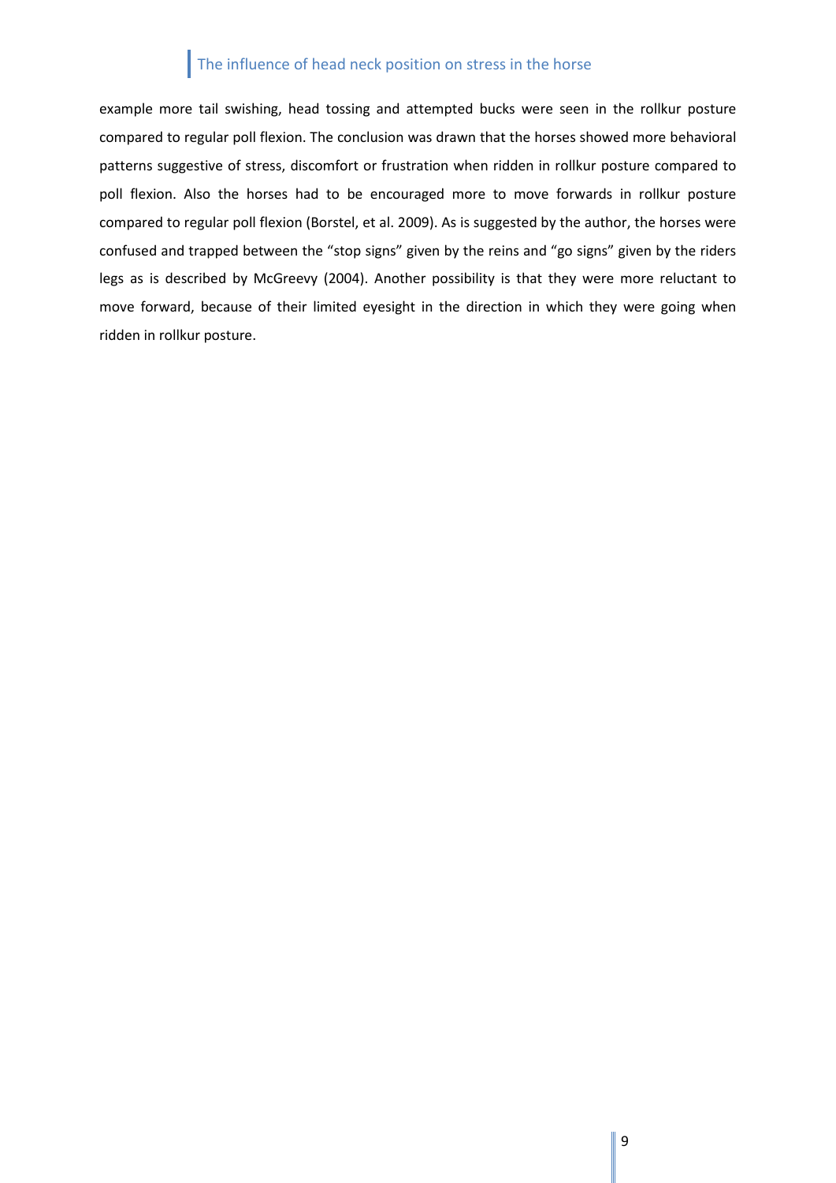example more tail swishing, head tossing and attempted bucks were seen in the rollkur posture compared to regular poll flexion. The conclusion was drawn that the horses showed more behavioral patterns suggestive of stress, discomfort or frustration when ridden in rollkur posture compared to poll flexion. Also the horses had to be encouraged more to move forwards in rollkur posture compared to regular poll flexion (Borstel, et al. 2009). As is suggested by the author, the horses were confused and trapped between the "stop signs" given by the reins and "go signs" given by the riders legs as is described by McGreevy (2004). Another possibility is that they were more reluctant to move forward, because of their limited eyesight in the direction in which they were going when ridden in rollkur posture.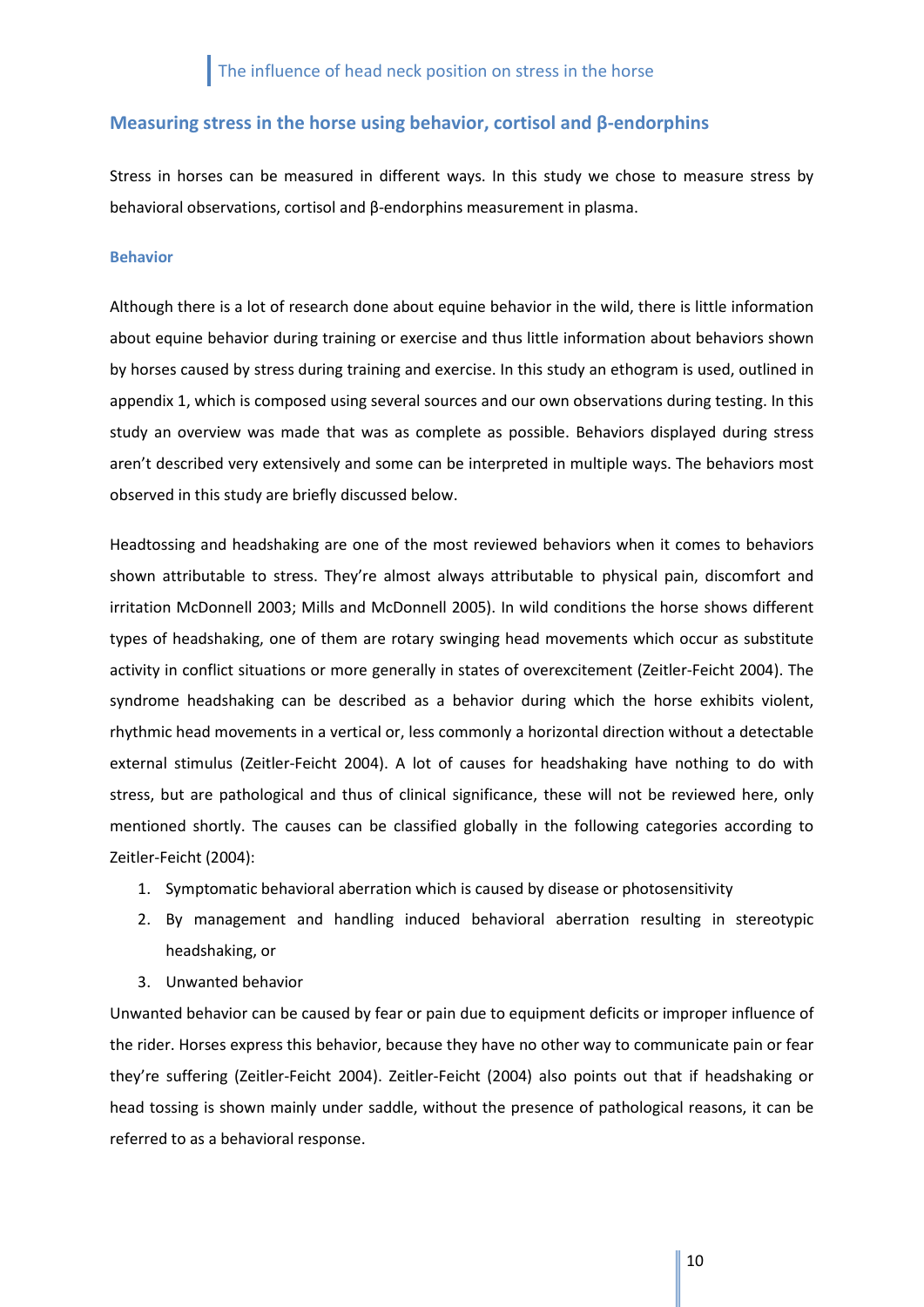## Measuring stress in the horse using behavior, cortisol and β-endorphins

Stress in horses can be measured in different ways. In this study we chose to measure stress by behavioral observations, cortisol and β-endorphins measurement in plasma.

### Behavior

Although there is a lot of research done about equine behavior in the wild, there is little information about equine behavior during training or exercise and thus little information about behaviors shown by horses caused by stress during training and exercise. In this study an ethogram is used, outlined in appendix 1, which is composed using several sources and our own observations during testing. In this study an overview was made that was as complete as possible. Behaviors displayed during stress aren't described very extensively and some can be interpreted in multiple ways. The behaviors most observed in this study are briefly discussed below.

Headtossing and headshaking are one of the most reviewed behaviors when it comes to behaviors shown attributable to stress. They're almost always attributable to physical pain, discomfort and irritation McDonnell 2003; Mills and McDonnell 2005). In wild conditions the horse shows different types of headshaking, one of them are rotary swinging head movements which occur as substitute activity in conflict situations or more generally in states of overexcitement (Zeitler-Feicht 2004). The syndrome headshaking can be described as a behavior during which the horse exhibits violent, rhythmic head movements in a vertical or, less commonly a horizontal direction without a detectable external stimulus (Zeitler-Feicht 2004). A lot of causes for headshaking have nothing to do with stress, but are pathological and thus of clinical significance, these will not be reviewed here, only mentioned shortly. The causes can be classified globally in the following categories according to Zeitler-Feicht (2004):

1. Symptomatic behavioral aberration which is caused by disease or photosensitivity
2. By management and handling induced behavioral aberration resulting in stereotypic headshaking, or
3. Unwanted behavior

Unwanted behavior can be caused by fear or pain due to equipment deficits or improper influence of the rider. Horses express this behavior, because they have no other way to communicate pain or fear they're suffering (Zeitler-Feicht 2004). Zeitler-Feicht (2004) also points out that if headshaking or head tossing is shown mainly under saddle, without the presence of pathological reasons, it can be referred to as a behavioral response.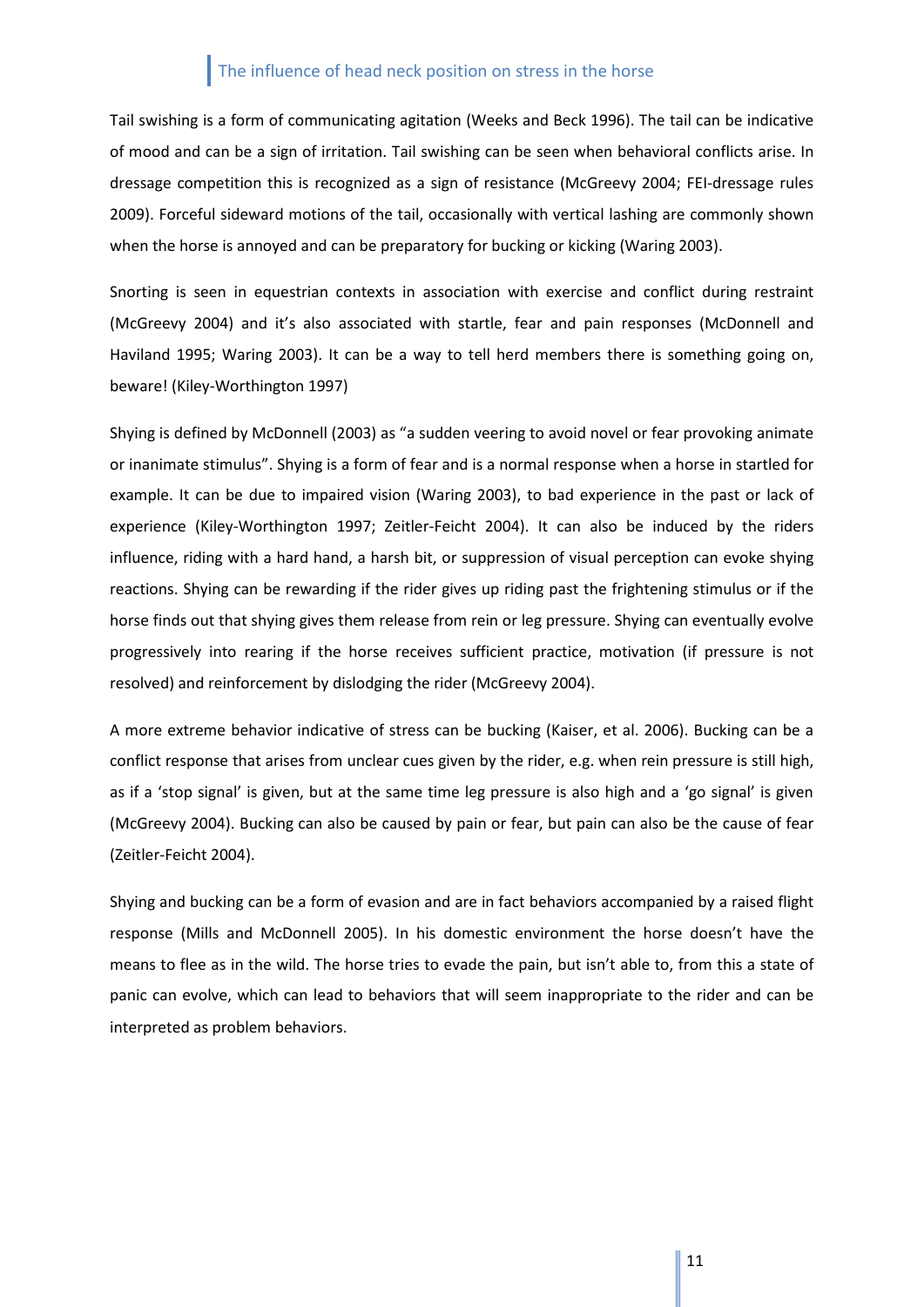Tail swishing is a form of communicating agitation (Weeks and Beck 1996). The tail can be indicative of mood and can be a sign of irritation. Tail swishing can be seen when behavioral conflicts arise. In dressage competition this is recognized as a sign of resistance (McGreevy 2004; FEI-dressage rules 2009). Forceful sideward motions of the tail, occasionally with vertical lashing are commonly shown when the horse is annoyed and can be preparatory for bucking or kicking (Waring 2003).

Snorting is seen in equestrian contexts in association with exercise and conflict during restraint (McGreevy 2004) and it's also associated with startle, fear and pain responses (McDonnell and Haviland 1995; Waring 2003). It can be a way to tell herd members there is something going on, beware! (Kiley-Worthington 1997)

Shying is defined by McDonnell (2003) as "a sudden veering to avoid novel or fear provoking animate or inanimate stimulus". Shying is a form of fear and is a normal response when a horse in startled for example. It can be due to impaired vision (Waring 2003), to bad experience in the past or lack of experience (Kiley-Worthington 1997; Zeitler-Feicht 2004). It can also be induced by the riders influence, riding with a hard hand, a harsh bit, or suppression of visual perception can evoke shying reactions. Shying can be rewarding if the rider gives up riding past the frightening stimulus or if the horse finds out that shying gives them release from rein or leg pressure. Shying can eventually evolve progressively into rearing if the horse receives sufficient practice, motivation (if pressure is not resolved) and reinforcement by dislodging the rider (McGreevy 2004).

A more extreme behavior indicative of stress can be bucking (Kaiser, et al. 2006). Bucking can be a conflict response that arises from unclear cues given by the rider, e.g. when rein pressure is still high, as if a 'stop signal' is given, but at the same time leg pressure is also high and a 'go signal' is given (McGreevy 2004). Bucking can also be caused by pain or fear, but pain can also be the cause of fear (Zeitler-Feicht 2004).

Shying and bucking can be a form of evasion and are in fact behaviors accompanied by a raised flight response (Mills and McDonnell 2005). In his domestic environment the horse doesn't have the means to flee as in the wild. The horse tries to evade the pain, but isn't able to, from this a state of panic can evolve, which can lead to behaviors that will seem inappropriate to the rider and can be interpreted as problem behaviors.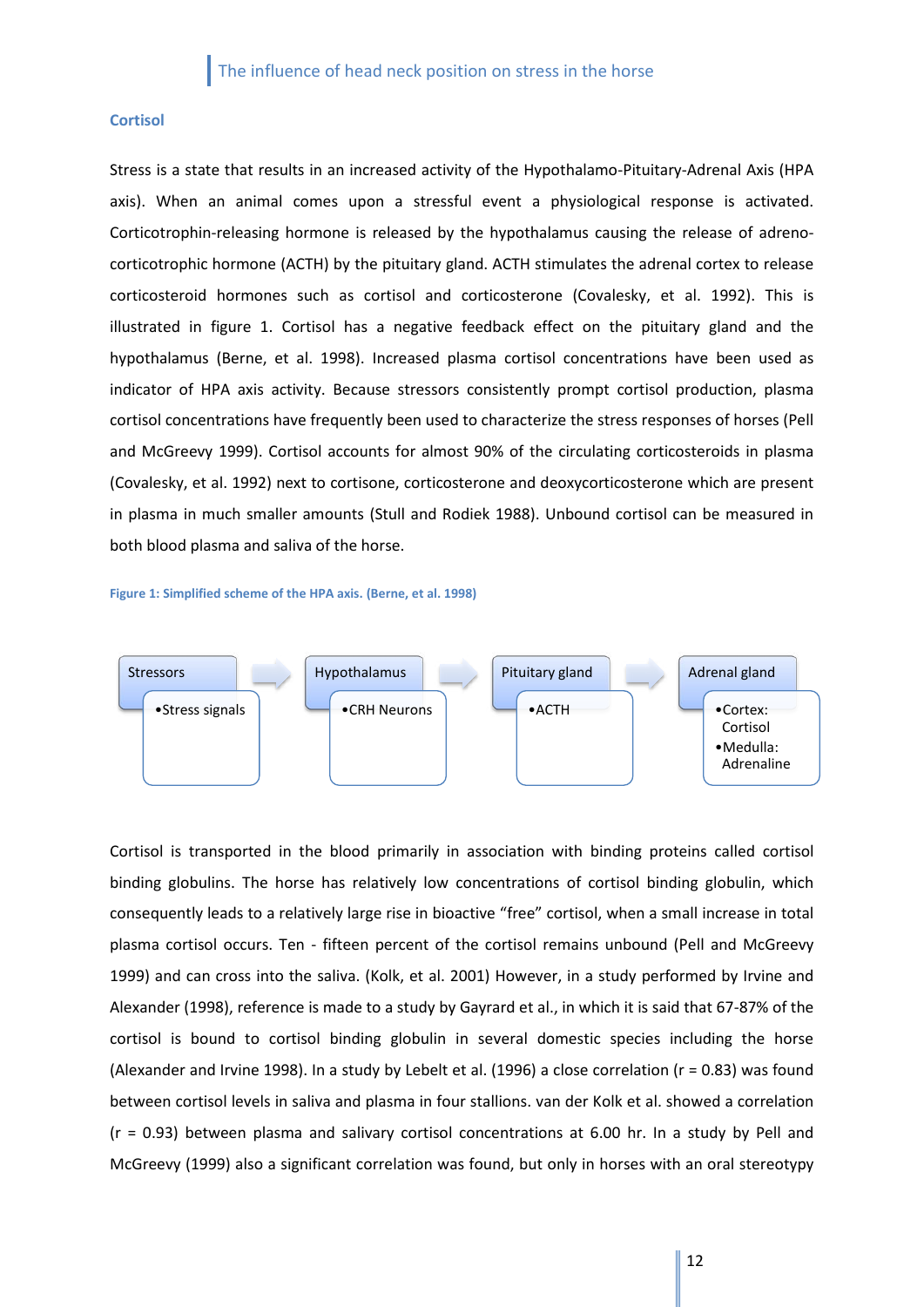## Cortisol

Stress is a state that results in an increased activity of the Hypothalamo-Pituitary-Adrenal Axis (HPA axis). When an animal comes upon a stressful event a physiological response is activated. Corticotrophin-releasing hormone is released by the hypothalamus causing the release of adreno-corticotrophic hormone (ACTH) by the pituitary gland. ACTH stimulates the adrenal cortex to release corticosteroid hormones such as cortisol and corticosterone (Covalesky, et al. 1992). This is illustrated in figure 1. Cortisol has a negative feedback effect on the pituitary gland and the hypothalamus (Berne, et al. 1998). Increased plasma cortisol concentrations have been used as indicator of HPA axis activity. Because stressors consistently prompt cortisol production, plasma cortisol concentrations have frequently been used to characterize the stress responses of horses (Pell and McGreevy 1999). Cortisol accounts for almost 90% of the circulating corticosteroids in plasma (Covalesky, et al. 1992) next to cortisone, corticosterone and deoxycorticosterone which are present in plasma in much smaller amounts (Stull and Rodiek 1988). Unbound cortisol can be measured in both blood plasma and saliva of the horse.

**Figure 1: Simplified scheme of the HPA axis. (Berne, et al. 1998)**

| Stressors | Hypothalamus | Pituitary gland | Adrenal gland |
|---|---|---|---|
| • Stress signals | • CRH Neurons | • ACTH | • Cortex: Cortisol<br>• Medulla: Adrenaline |

Cortisol is transported in the blood primarily in association with binding proteins called cortisol binding globulins. The horse has relatively low concentrations of cortisol binding globulin, which consequently leads to a relatively large rise in bioactive "free" cortisol, when a small increase in total plasma cortisol occurs. Ten - fifteen percent of the cortisol remains unbound (Pell and McGreevy 1999) and can cross into the saliva. (Kolk, et al. 2001) However, in a study performed by Irvine and Alexander (1998), reference is made to a study by Gayrard et al., in which it is said that 67-87% of the cortisol is bound to cortisol binding globulin in several domestic species including the horse (Alexander and Irvine 1998). In a study by Lebelt et al. (1996) a close correlation ($r = 0.83$) was found between cortisol levels in saliva and plasma in four stallions. van der Kolk et al. showed a correlation ($r = 0.93$) between plasma and salivary cortisol concentrations at 6.00 hr. In a study by Pell and McGreevy (1999) also a significant correlation was found, but only in horses with an oral stereotypy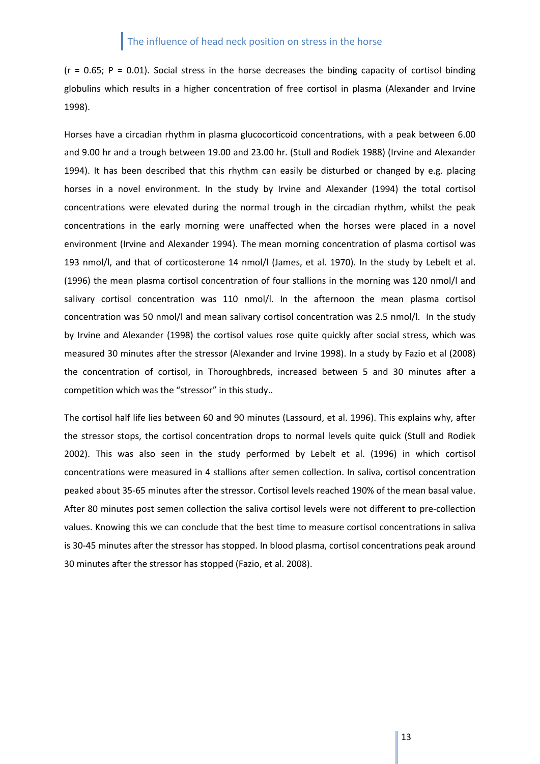(r = 0.65; P = 0.01). Social stress in the horse decreases the binding capacity of cortisol binding globulins which results in a higher concentration of free cortisol in plasma (Alexander and Irvine 1998).

Horses have a circadian rhythm in plasma glucocorticoid concentrations, with a peak between 6.00 and 9.00 hr and a trough between 19.00 and 23.00 hr. (Stull and Rodiek 1988) (Irvine and Alexander 1994). It has been described that this rhythm can easily be disturbed or changed by e.g. placing horses in a novel environment. In the study by Irvine and Alexander (1994) the total cortisol concentrations were elevated during the normal trough in the circadian rhythm, whilst the peak concentrations in the early morning were unaffected when the horses were placed in a novel environment (Irvine and Alexander 1994). The mean morning concentration of plasma cortisol was 193 nmol/l, and that of corticosterone 14 nmol/l (James, et al. 1970). In the study by Lebelt et al. (1996) the mean plasma cortisol concentration of four stallions in the morning was 120 nmol/l and salivary cortisol concentration was 110 nmol/l. In the afternoon the mean plasma cortisol concentration was 50 nmol/l and mean salivary cortisol concentration was 2.5 nmol/l. In the study by Irvine and Alexander (1998) the cortisol values rose quite quickly after social stress, which was measured 30 minutes after the stressor (Alexander and Irvine 1998). In a study by Fazio et al (2008) the concentration of cortisol, in Thoroughbreds, increased between 5 and 30 minutes after a competition which was the "stressor" in this study..

The cortisol half life lies between 60 and 90 minutes (Lassourd, et al. 1996). This explains why, after the stressor stops, the cortisol concentration drops to normal levels quite quick (Stull and Rodiek 2002). This was also seen in the study performed by Lebelt et al. (1996) in which cortisol concentrations were measured in 4 stallions after semen collection. In saliva, cortisol concentration peaked about 35-65 minutes after the stressor. Cortisol levels reached 190% of the mean basal value. After 80 minutes post semen collection the saliva cortisol levels were not different to pre-collection values. Knowing this we can conclude that the best time to measure cortisol concentrations in saliva is 30-45 minutes after the stressor has stopped. In blood plasma, cortisol concentrations peak around 30 minutes after the stressor has stopped (Fazio, et al. 2008).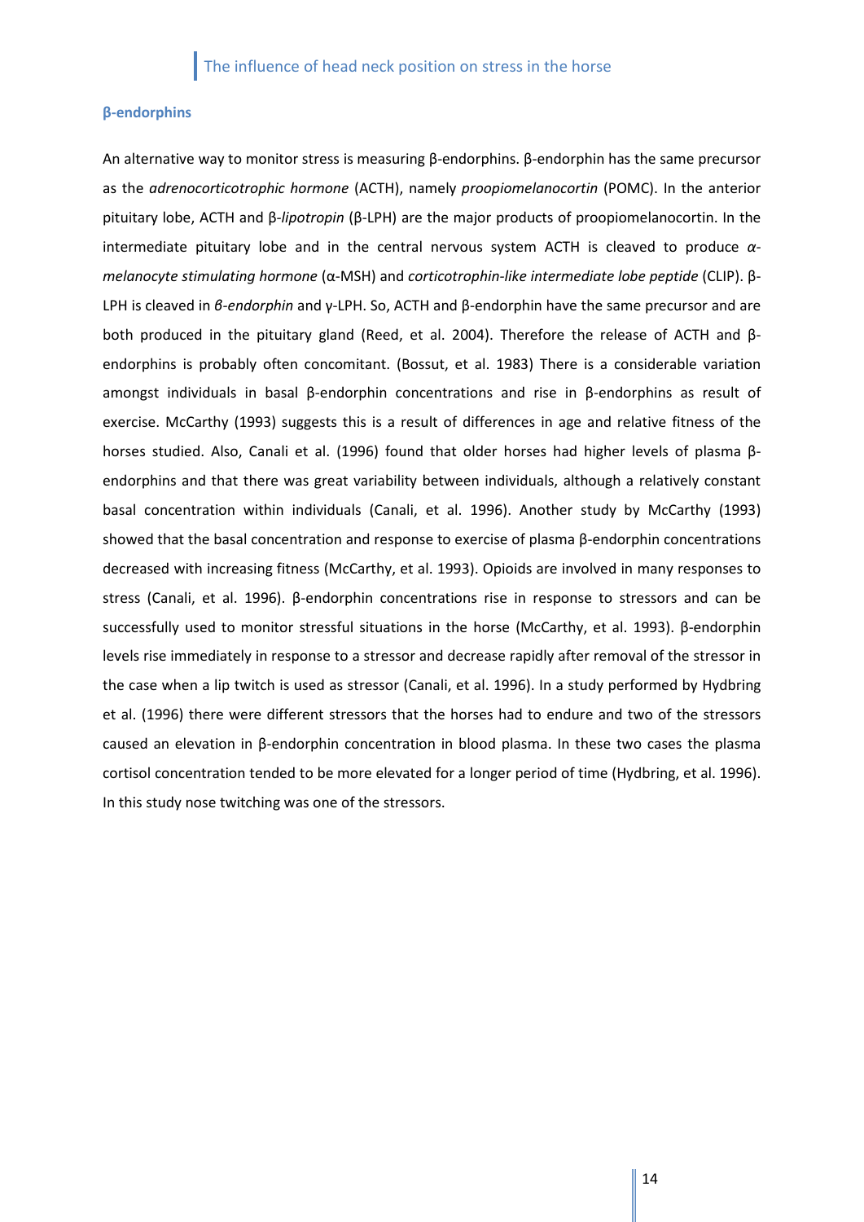### β-endorphins

An alternative way to monitor stress is measuring β-endorphins. β-endorphin has the same precursor as the *adrenocorticotrophic hormone* (ACTH), namely *proopiomelanocortin* (POMC). In the anterior pituitary lobe, ACTH and β-*lipotropin* (β-LPH) are the major products of proopiomelanocortin. In the intermediate pituitary lobe and in the central nervous system ACTH is cleaved to produce *α-melanocyte stimulating hormone* (α-MSH) and *corticotrophin-like intermediate lobe peptide* (CLIP). β-LPH is cleaved in *β-endorphin* and γ-LPH. So, ACTH and β-endorphin have the same precursor and are both produced in the pituitary gland (Reed, et al. 2004). Therefore the release of ACTH and β-endorphins is probably often concomitant. (Bossut, et al. 1983) There is a considerable variation amongst individuals in basal β-endorphin concentrations and rise in β-endorphins as result of exercise. McCarthy (1993) suggests this is a result of differences in age and relative fitness of the horses studied. Also, Canali et al. (1996) found that older horses had higher levels of plasma β-endorphins and that there was great variability between individuals, although a relatively constant basal concentration within individuals (Canali, et al. 1996). Another study by McCarthy (1993) showed that the basal concentration and response to exercise of plasma β-endorphin concentrations decreased with increasing fitness (McCarthy, et al. 1993). Opioids are involved in many responses to stress (Canali, et al. 1996). β-endorphin concentrations rise in response to stressors and can be successfully used to monitor stressful situations in the horse (McCarthy, et al. 1993). β-endorphin levels rise immediately in response to a stressor and decrease rapidly after removal of the stressor in the case when a lip twitch is used as stressor (Canali, et al. 1996). In a study performed by Hydbring et al. (1996) there were different stressors that the horses had to endure and two of the stressors caused an elevation in β-endorphin concentration in blood plasma. In these two cases the plasma cortisol concentration tended to be more elevated for a longer period of time (Hydbring, et al. 1996). In this study nose twitching was one of the stressors.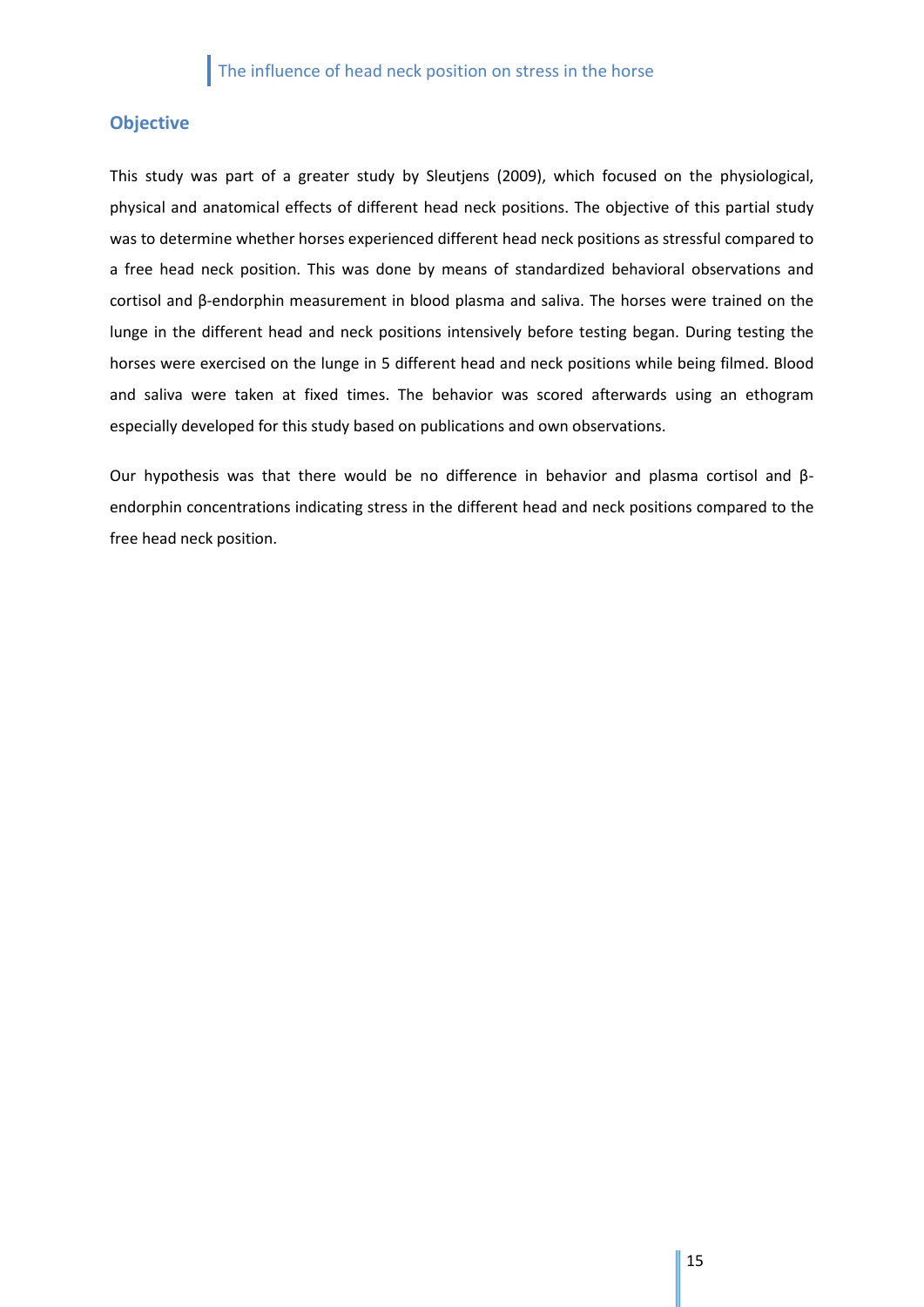## Objective

This study was part of a greater study by Sleutjens (2009), which focused on the physiological, physical and anatomical effects of different head neck positions. The objective of this partial study was to determine whether horses experienced different head neck positions as stressful compared to a free head neck position. This was done by means of standardized behavioral observations and cortisol and β-endorphin measurement in blood plasma and saliva. The horses were trained on the lunge in the different head and neck positions intensively before testing began. During testing the horses were exercised on the lunge in 5 different head and neck positions while being filmed. Blood and saliva were taken at fixed times. The behavior was scored afterwards using an ethogram especially developed for this study based on publications and own observations.

Our hypothesis was that there would be no difference in behavior and plasma cortisol and β-endorphin concentrations indicating stress in the different head and neck positions compared to the free head neck position.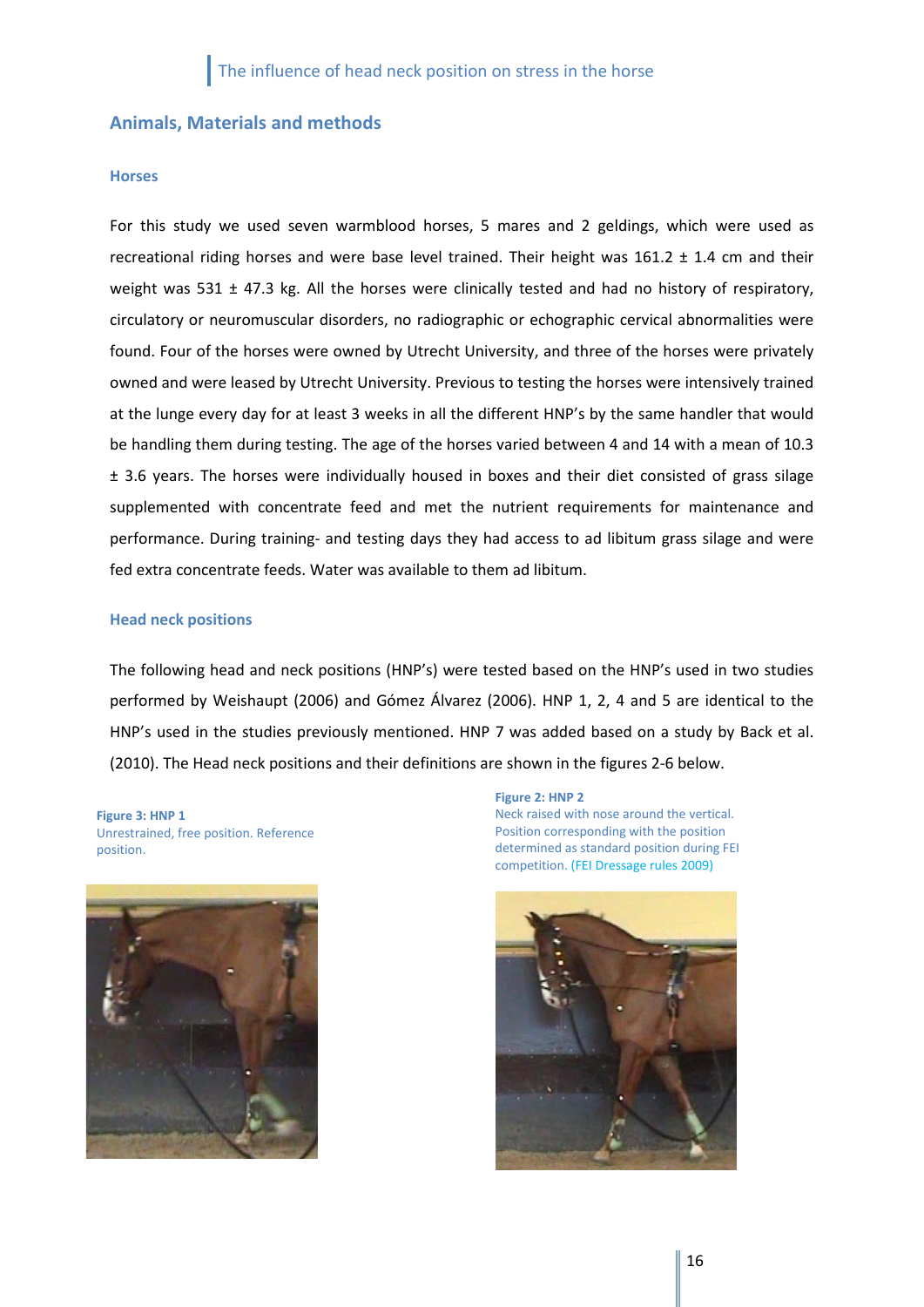## Animals, Materials and methods

### Horses

For this study we used seven warmblood horses, 5 mares and 2 geldings, which were used as recreational riding horses and were base level trained. Their height was 161.2 ± 1.4 cm and their weight was 531 ± 47.3 kg. All the horses were clinically tested and had no history of respiratory, circulatory or neuromuscular disorders, no radiographic or echographic cervical abnormalities were found. Four of the horses were owned by Utrecht University, and three of the horses were privately owned and were leased by Utrecht University. Previous to testing the horses were intensively trained at the lunge every day for at least 3 weeks in all the different HNP's by the same handler that would be handling them during testing. The age of the horses varied between 4 and 14 with a mean of 10.3 ± 3.6 years. The horses were individually housed in boxes and their diet consisted of grass silage supplemented with concentrate feed and met the nutrient requirements for maintenance and performance. During training- and testing days they had access to ad libitum grass silage and were fed extra concentrate feeds. Water was available to them ad libitum.

### Head neck positions

The following head and neck positions (HNP's) were tested based on the HNP's used in two studies performed by Weishaupt (2006) and Gómez Álvarez (2006). HNP 1, 2, 4 and 5 are identical to the HNP's used in the studies previously mentioned. HNP 7 was added based on a study by Back et al. (2010). The Head neck positions and their definitions are shown in the figures 2-6 below.

**Figure 3: HNP 1**
Unrestrained, free position. Reference position.

**Figure 2: HNP 2**
Neck raised with nose around the vertical. Position corresponding with the position determined as standard position during FEI competition. (FEI Dressage rules 2009)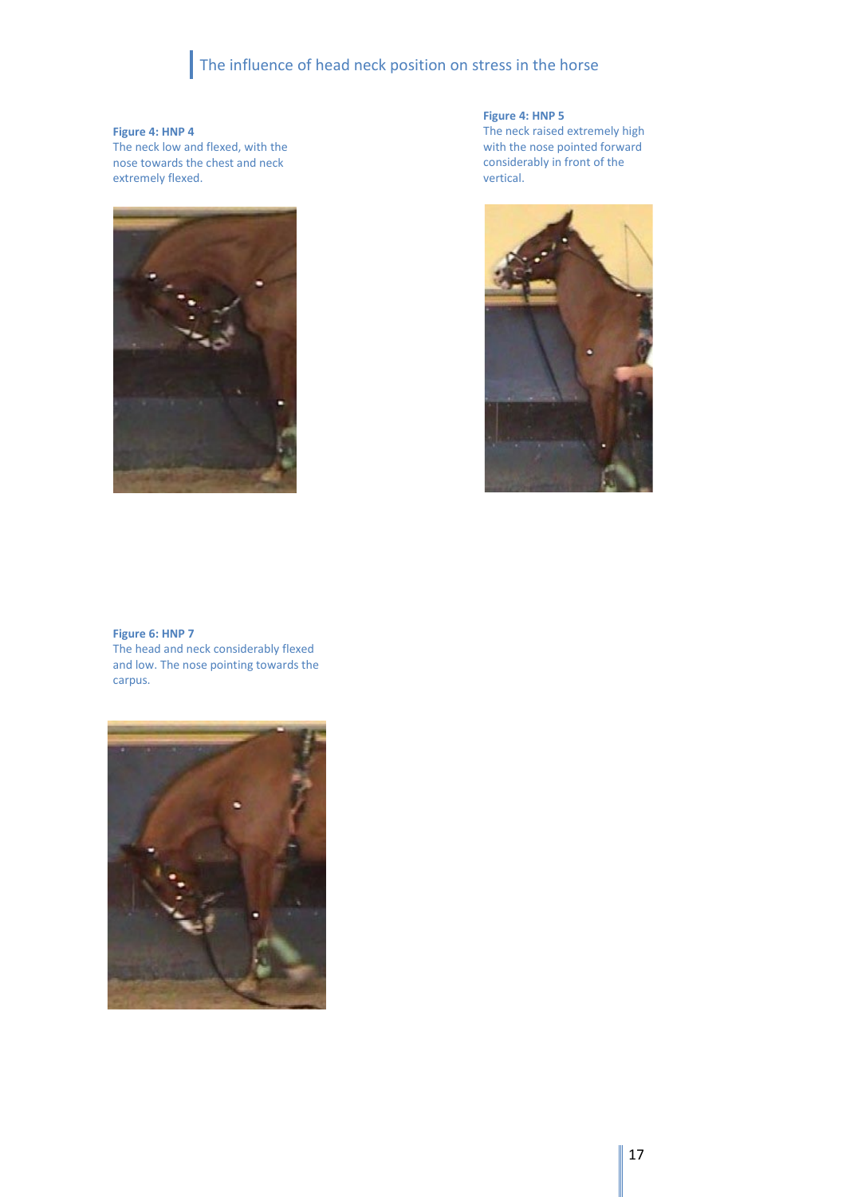**Figure 4: HNP 4**
The neck low and flexed, with the nose towards the chest and neck extremely flexed.

**Figure 4: HNP 5**
The neck raised extremely high with the nose pointed forward considerably in front of the vertical.

**Figure 6: HNP 7**
The head and neck considerably flexed and low. The nose pointing towards the carpus.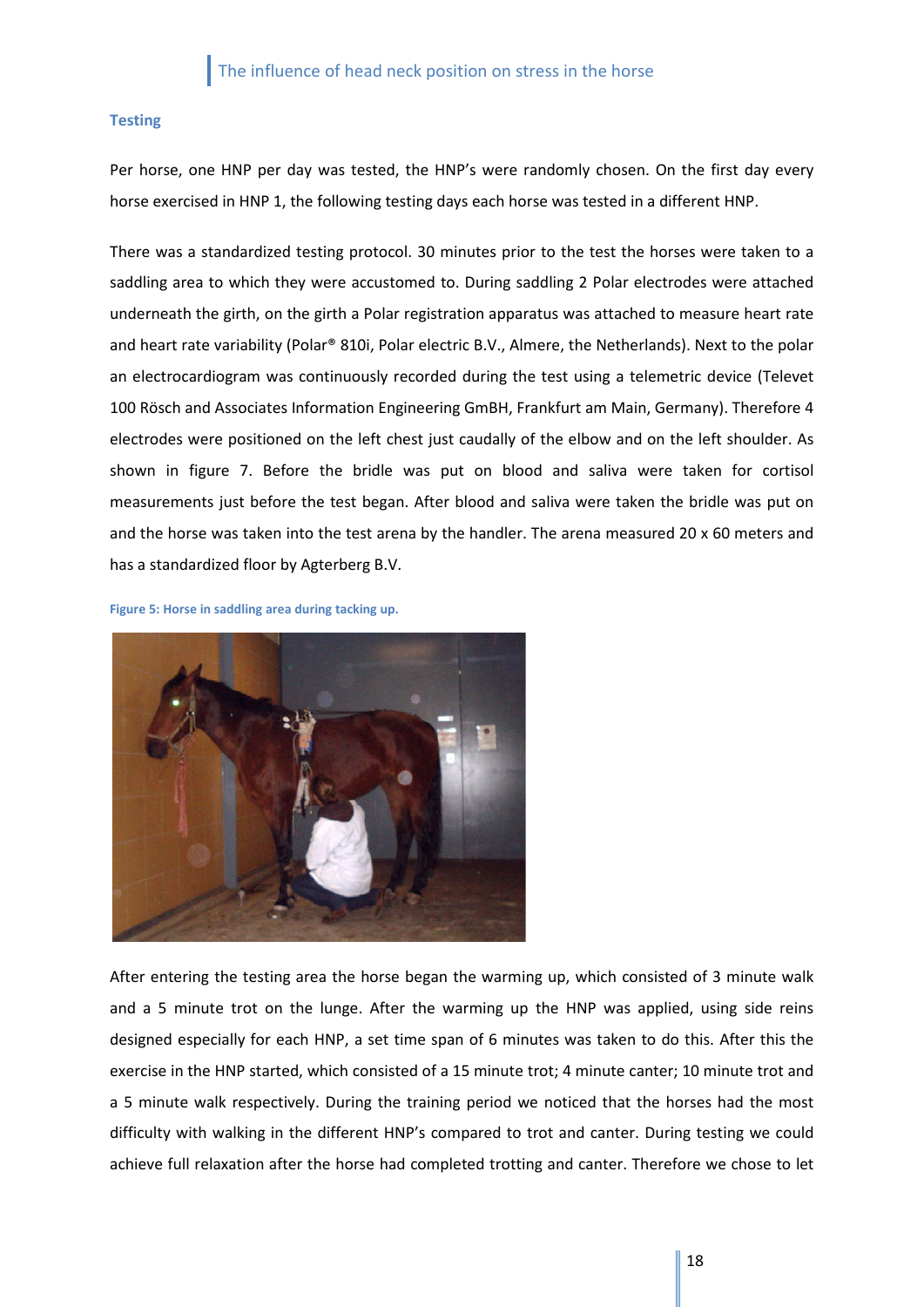### Testing

Per horse, one HNP per day was tested, the HNP's were randomly chosen. On the first day every horse exercised in HNP 1, the following testing days each horse was tested in a different HNP.

There was a standardized testing protocol. 30 minutes prior to the test the horses were taken to a saddling area to which they were accustomed to. During saddling 2 Polar electrodes were attached underneath the girth, on the girth a Polar registration apparatus was attached to measure heart rate and heart rate variability (Polar® 810i, Polar electric B.V., Almere, the Netherlands). Next to the polar an electrocardiogram was continuously recorded during the test using a telemetric device (Televet 100 Rösch and Associates Information Engineering GmbH, Frankfurt am Main, Germany). Therefore 4 electrodes were positioned on the left chest just caudally of the elbow and on the left shoulder. As shown in figure 7. Before the bridle was put on blood and saliva were taken for cortisol measurements just before the test began. After blood and saliva were taken the bridle was put on and the horse was taken into the test arena by the handler. The arena measured 20 x 60 meters and has a standardized floor by Agterberg B.V.

Figure 5: Horse in saddling area during tacking up.

After entering the testing area the horse began the warming up, which consisted of 3 minute walk and a 5 minute trot on the lunge. After the warming up the HNP was applied, using side reins designed especially for each HNP, a set time span of 6 minutes was taken to do this. After this the exercise in the HNP started, which consisted of a 15 minute trot; 4 minute canter; 10 minute trot and a 5 minute walk respectively. During the training period we noticed that the horses had the most difficulty with walking in the different HNP's compared to trot and canter. During testing we could achieve full relaxation after the horse had completed trotting and canter. Therefore we chose to let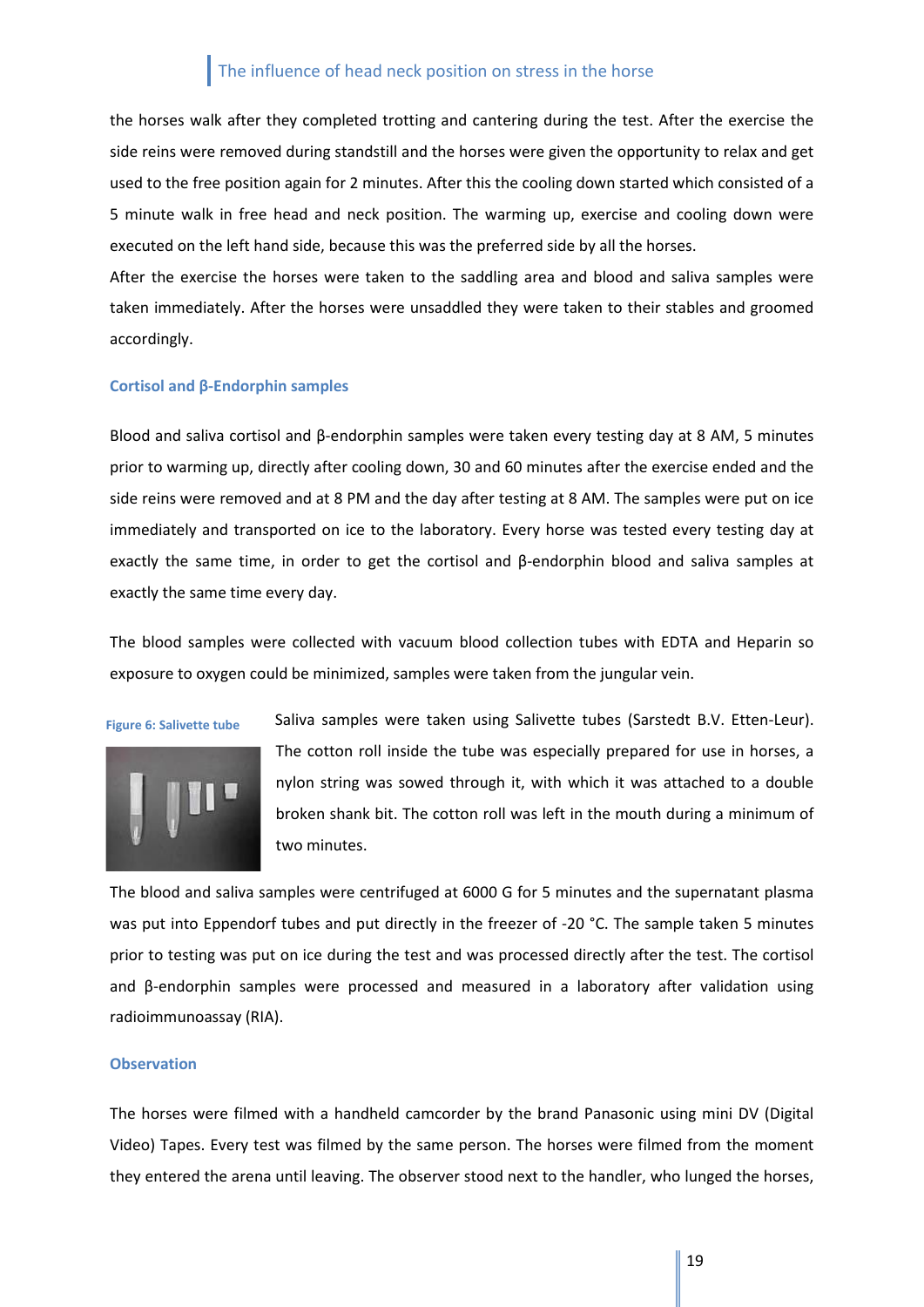the horses walk after they completed trotting and cantering during the test. After the exercise the side reins were removed during standstill and the horses were given the opportunity to relax and get used to the free position again for 2 minutes. After this the cooling down started which consisted of a 5 minute walk in free head and neck position. The warming up, exercise and cooling down were executed on the left hand side, because this was the preferred side by all the horses.

After the exercise the horses were taken to the saddling area and blood and saliva samples were taken immediately. After the horses were unsaddled they were taken to their stables and groomed accordingly.

### Cortisol and β-Endorphin samples

Blood and saliva cortisol and β-endorphin samples were taken every testing day at 8 AM, 5 minutes prior to warming up, directly after cooling down, 30 and 60 minutes after the exercise ended and the side reins were removed and at 8 PM and the day after testing at 8 AM. The samples were put on ice immediately and transported on ice to the laboratory. Every horse was tested every testing day at exactly the same time, in order to get the cortisol and β-endorphin blood and saliva samples at exactly the same time every day.

The blood samples were collected with vacuum blood collection tubes with EDTA and Heparin so exposure to oxygen could be minimized, samples were taken from the jungular vein.

Figure 6: Salivette tube

Saliva samples were taken using Salivette tubes (Sarstedt B.V. Etten-Leur). The cotton roll inside the tube was especially prepared for use in horses, a nylon string was sowed through it, with which it was attached to a double broken shank bit. The cotton roll was left in the mouth during a minimum of two minutes.

The blood and saliva samples were centrifuged at 6000 G for 5 minutes and the supernatant plasma was put into Eppendorf tubes and put directly in the freezer of -20 °C. The sample taken 5 minutes prior to testing was put on ice during the test and was processed directly after the test. The cortisol and β-endorphin samples were processed and measured in a laboratory after validation using radioimmunoassay (RIA).

### Observation

The horses were filmed with a handheld camcorder by the brand Panasonic using mini DV (Digital Video) Tapes. Every test was filmed by the same person. The horses were filmed from the moment they entered the arena until leaving. The observer stood next to the handler, who lunged the horses,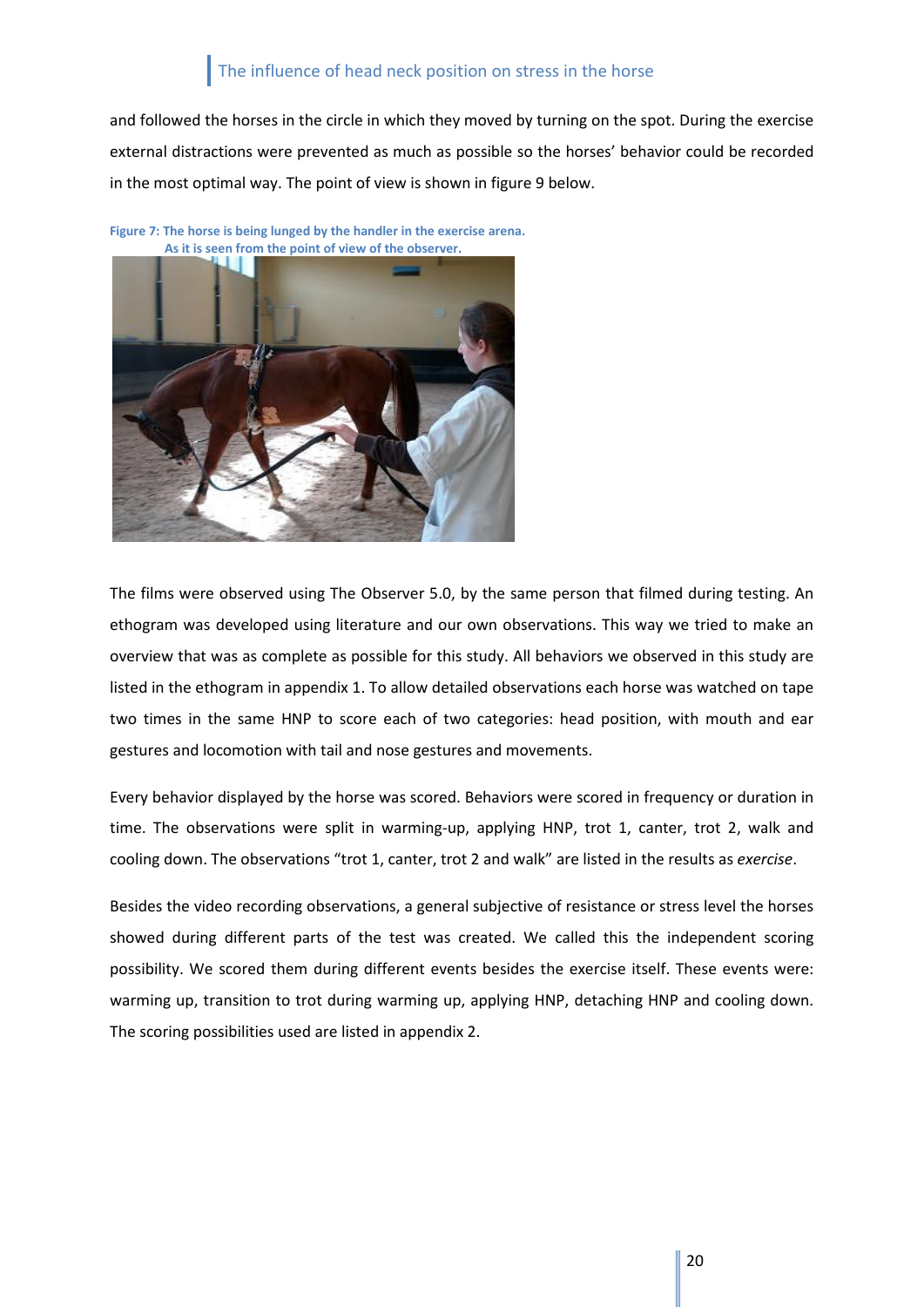and followed the horses in the circle in which they moved by turning on the spot. During the exercise external distractions were prevented as much as possible so the horses' behavior could be recorded in the most optimal way. The point of view is shown in figure 9 below.

**Figure 7: The horse is being lunged by the handler in the exercise arena. As it is seen from the point of view of the observer.**

The films were observed using The Observer 5.0, by the same person that filmed during testing. An ethogram was developed using literature and our own observations. This way we tried to make an overview that was as complete as possible for this study. All behaviors we observed in this study are listed in the ethogram in appendix 1. To allow detailed observations each horse was watched on tape two times in the same HNP to score each of two categories: head position, with mouth and ear gestures and locomotion with tail and nose gestures and movements.

Every behavior displayed by the horse was scored. Behaviors were scored in frequency or duration in time. The observations were split in warming-up, applying HNP, trot 1, canter, trot 2, walk and cooling down. The observations "trot 1, canter, trot 2 and walk" are listed in the results as *exercise*.

Besides the video recording observations, a general subjective of resistance or stress level the horses showed during different parts of the test was created. We called this the independent scoring possibility. We scored them during different events besides the exercise itself. These events were: warming up, transition to trot during warming up, applying HNP, detaching HNP and cooling down. The scoring possibilities used are listed in appendix 2.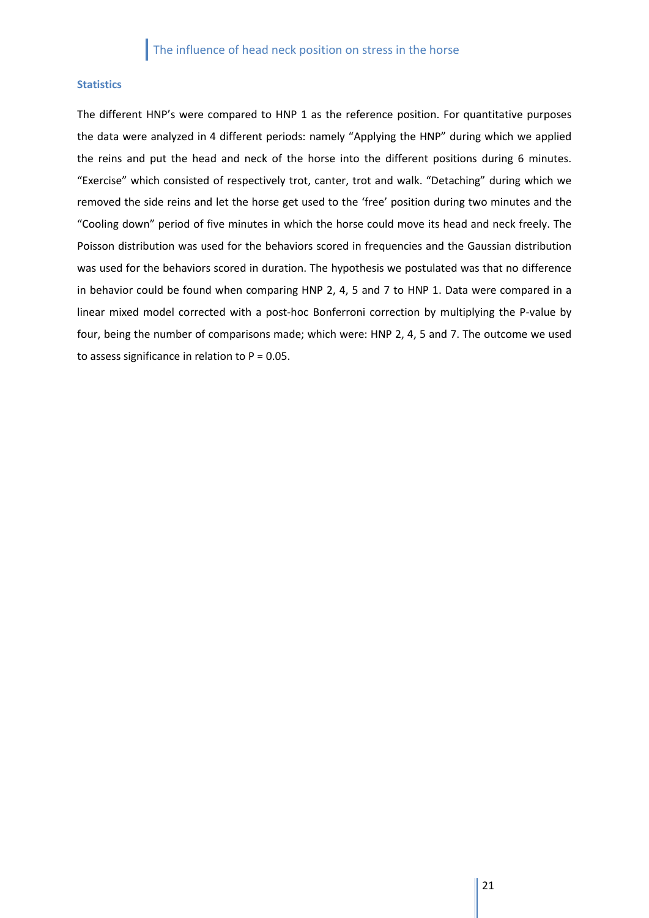### Statistics

The different HNP's were compared to HNP 1 as the reference position. For quantitative purposes the data were analyzed in 4 different periods: namely "Applying the HNP" during which we applied the reins and put the head and neck of the horse into the different positions during 6 minutes. "Exercise" which consisted of respectively trot, canter, trot and walk. "Detaching" during which we removed the side reins and let the horse get used to the 'free' position during two minutes and the "Cooling down" period of five minutes in which the horse could move its head and neck freely. The Poisson distribution was used for the behaviors scored in frequencies and the Gaussian distribution was used for the behaviors scored in duration. The hypothesis we postulated was that no difference in behavior could be found when comparing HNP 2, 4, 5 and 7 to HNP 1. Data were compared in a linear mixed model corrected with a post-hoc Bonferroni correction by multiplying the P-value by four, being the number of comparisons made; which were: HNP 2, 4, 5 and 7. The outcome we used to assess significance in relation to $P = 0.05$.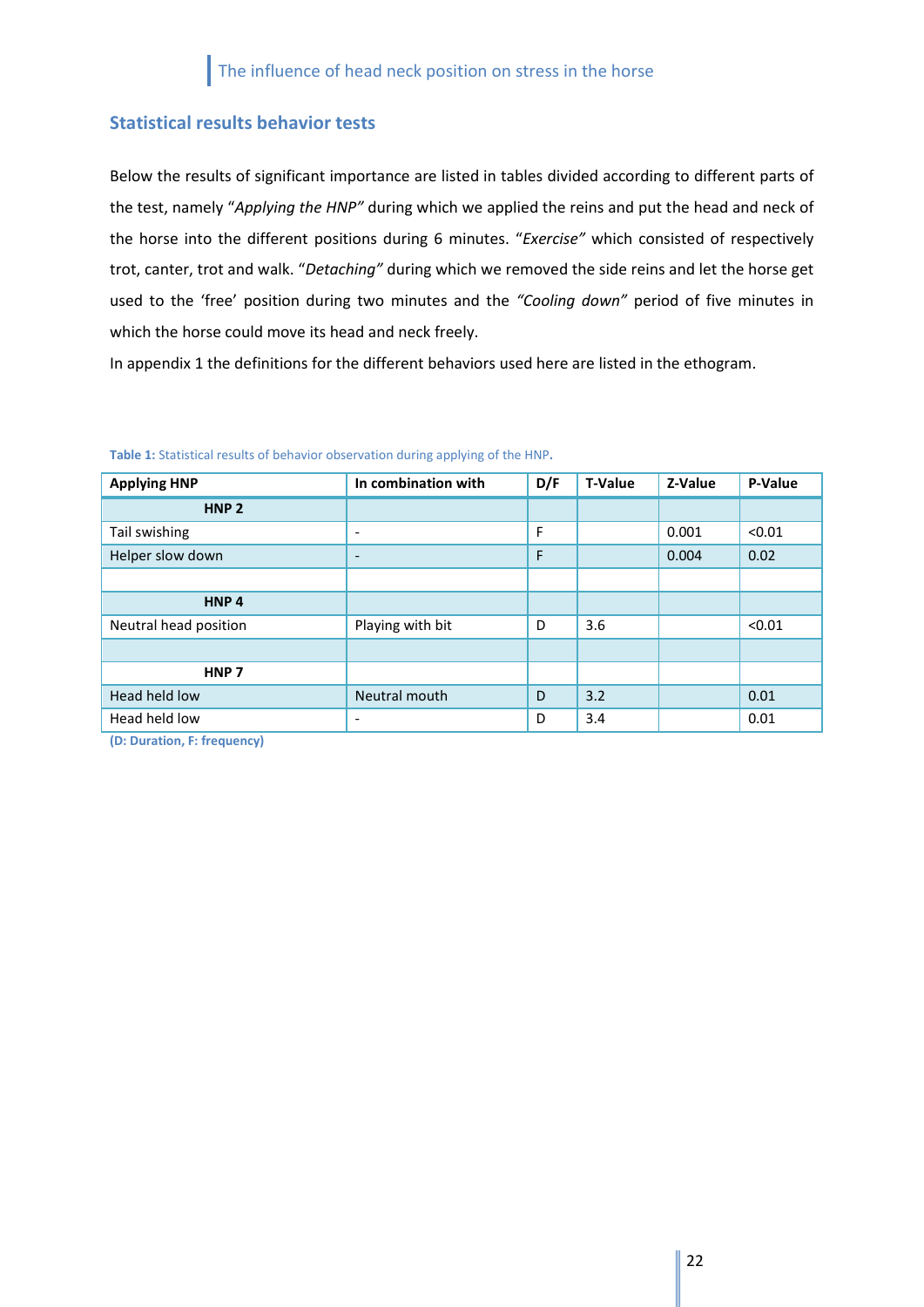## Statistical results behavior tests

Below the results of significant importance are listed in tables divided according to different parts of the test, namely "*Applying the HNP*" during which we applied the reins and put the head and neck of the horse into the different positions during 6 minutes. "*Exercise*" which consisted of respectively trot, canter, trot and walk. "*Detaching*" during which we removed the side reins and let the horse get used to the 'free' position during two minutes and the *"Cooling down"* period of five minutes in which the horse could move its head and neck freely.

In appendix 1 the definitions for the different behaviors used here are listed in the ethogram.

**Table 1:** Statistical results of behavior observation during applying of the HNP.

| Applying HNP | In combination with | D/F | T-Value | Z-Value | P-Value |
|---|---|---|---|---|---|
| **HNP 2** | | | | | |
| Tail swishing | - | F | | 0.001 | <0.01 |
| Helper slow down | - | F | | 0.004 | 0.02 |
| | | | | | |
| **HNP 4** | | | | | |
| Neutral head position | Playing with bit | D | 3.6 | | <0.01 |
| | | | | | |
| **HNP 7** | | | | | |
| Head held low | Neutral mouth | D | 3.2 | | 0.01 |
| Head held low | - | D | 3.4 | | 0.01 |

**(D: Duration, F: frequency)**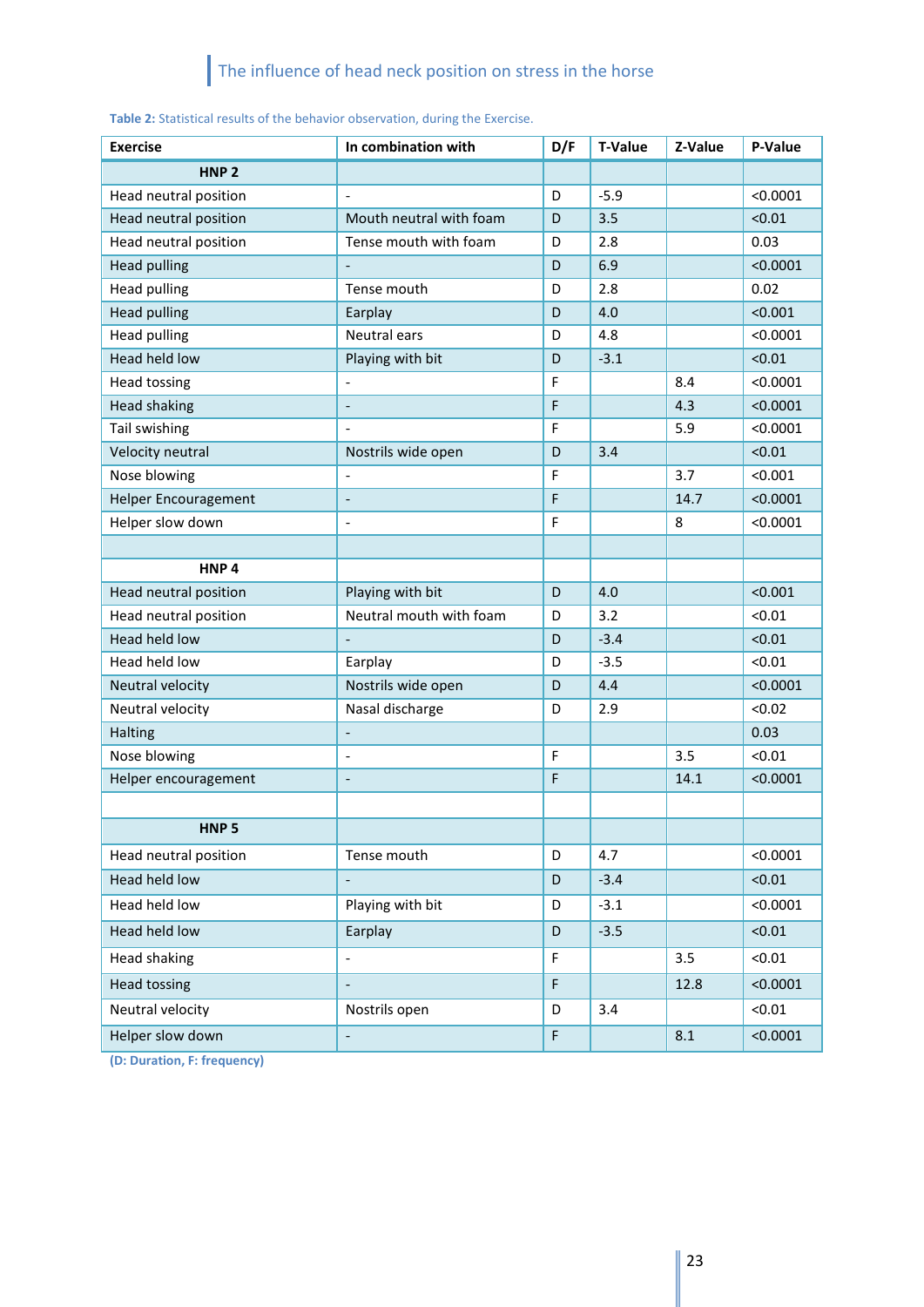**Table 2:** Statistical results of the behavior observation, during the Exercise.

| Exercise | In combination with | D/F | T-Value | Z-Value | P-Value |
|---|---|---|---|---|---|
| **HNP 2** | | | | | |
| Head neutral position | - | D | -5.9 | | <0.0001 |
| Head neutral position | Mouth neutral with foam | D | 3.5 | | <0.01 |
| Head neutral position | Tense mouth with foam | D | 2.8 | | 0.03 |
| Head pulling | - | D | 6.9 | | <0.0001 |
| Head pulling | Tense mouth | D | 2.8 | | 0.02 |
| Head pulling | Earplay | D | 4.0 | | <0.001 |
| Head pulling | Neutral ears | D | 4.8 | | <0.0001 |
| Head held low | Playing with bit | D | -3.1 | | <0.01 |
| Head tossing | - | F | | 8.4 | <0.0001 |
| Head shaking | - | F | | 4.3 | <0.0001 |
| Tail swishing | - | F | | 5.9 | <0.0001 |
| Velocity neutral | Nostrils wide open | D | 3.4 | | <0.01 |
| Nose blowing | - | F | | 3.7 | <0.001 |
| Helper Encouragement | - | F | | 14.7 | <0.0001 |
| Helper slow down | - | F | | 8 | <0.0001 |
| | | | | | |
| **HNP 4** | | | | | |
| Head neutral position | Playing with bit | D | 4.0 | | <0.001 |
| Head neutral position | Neutral mouth with foam | D | 3.2 | | <0.01 |
| Head held low | - | D | -3.4 | | <0.01 |
| Head held low | Earplay | D | -3.5 | | <0.01 |
| Neutral velocity | Nostrils wide open | D | 4.4 | | <0.0001 |
| Neutral velocity | Nasal discharge | D | 2.9 | | <0.02 |
| Halting | - | | | | 0.03 |
| Nose blowing | - | F | | 3.5 | <0.01 |
| Helper encouragement | - | F | | 14.1 | <0.0001 |
| | | | | | |
| **HNP 5** | | | | | |
| Head neutral position | Tense mouth | D | 4.7 | | <0.0001 |
| Head held low | - | D | -3.4 | | <0.01 |
| Head held low | Playing with bit | D | -3.1 | | <0.0001 |
| Head held low | Earplay | D | -3.5 | | <0.01 |
| Head shaking | - | F | | 3.5 | <0.01 |
| Head tossing | - | F | | 12.8 | <0.0001 |
| Neutral velocity | Nostrils open | D | 3.4 | | <0.01 |
| Helper slow down | - | F | | 8.1 | <0.0001 |

**(D: Duration, F: frequency)**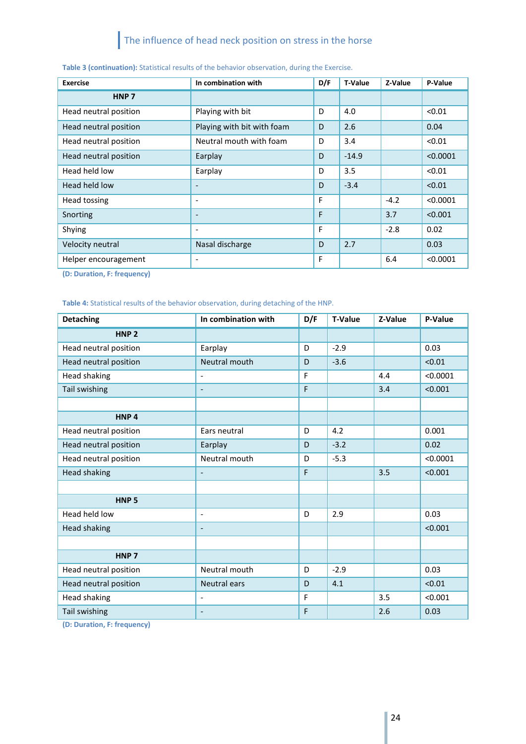**Table 3 (continuation):** Statistical results of the behavior observation, during the Exercise.

| Exercise | In combination with | D/F | T-Value | Z-Value | P-Value |
|---|---|---|---|---|---|
| **HNP 7** | | | | | |
| Head neutral position | Playing with bit | D | 4.0 | | <0.01 |
| Head neutral position | Playing with bit with foam | D | 2.6 | | 0.04 |
| Head neutral position | Neutral mouth with foam | D | 3.4 | | <0.01 |
| Head neutral position | Earplay | D | -14.9 | | <0.0001 |
| Head held low | Earplay | D | 3.5 | | <0.01 |
| Head held low | - | D | -3.4 | | <0.01 |
| Head tossing | - | F | | -4.2 | <0.0001 |
| Snorting | - | F | | 3.7 | <0.001 |
| Shying | - | F | | -2.8 | 0.02 |
| Velocity neutral | Nasal discharge | D | 2.7 | | 0.03 |
| Helper encouragement | - | F | | 6.4 | <0.0001 |

**(D: Duration, F: frequency)**

**Table 4:** Statistical results of the behavior observation, during detaching of the HNP.

| Detaching | In combination with | D/F | T-Value | Z-Value | P-Value |
|---|---|---|---|---|---|
| **HNP 2** | | | | | |
| Head neutral position | Earplay | D | -2.9 | | 0.03 |
| Head neutral position | Neutral mouth | D | -3.6 | | <0.01 |
| Head shaking | - | F | | 4.4 | <0.0001 |
| Tail swishing | - | F | | 3.4 | <0.001 |
| | | | | | |
| **HNP 4** | | | | | |
| Head neutral position | Ears neutral | D | 4.2 | | 0.001 |
| Head neutral position | Earplay | D | -3.2 | | 0.02 |
| Head neutral position | Neutral mouth | D | -5.3 | | <0.0001 |
| Head shaking | - | F | | 3.5 | <0.001 |
| | | | | | |
| **HNP 5** | | | | | |
| Head held low | - | D | 2.9 | | 0.03 |
| Head shaking | - | | | | <0.001 |
| | | | | | |
| **HNP 7** | | | | | |
| Head neutral position | Neutral mouth | D | -2.9 | | 0.03 |
| Head neutral position | Neutral ears | D | 4.1 | | <0.01 |
| Head shaking | - | F | | 3.5 | <0.001 |
| Tail swishing | - | F | | 2.6 | 0.03 |

**(D: Duration, F: frequency)**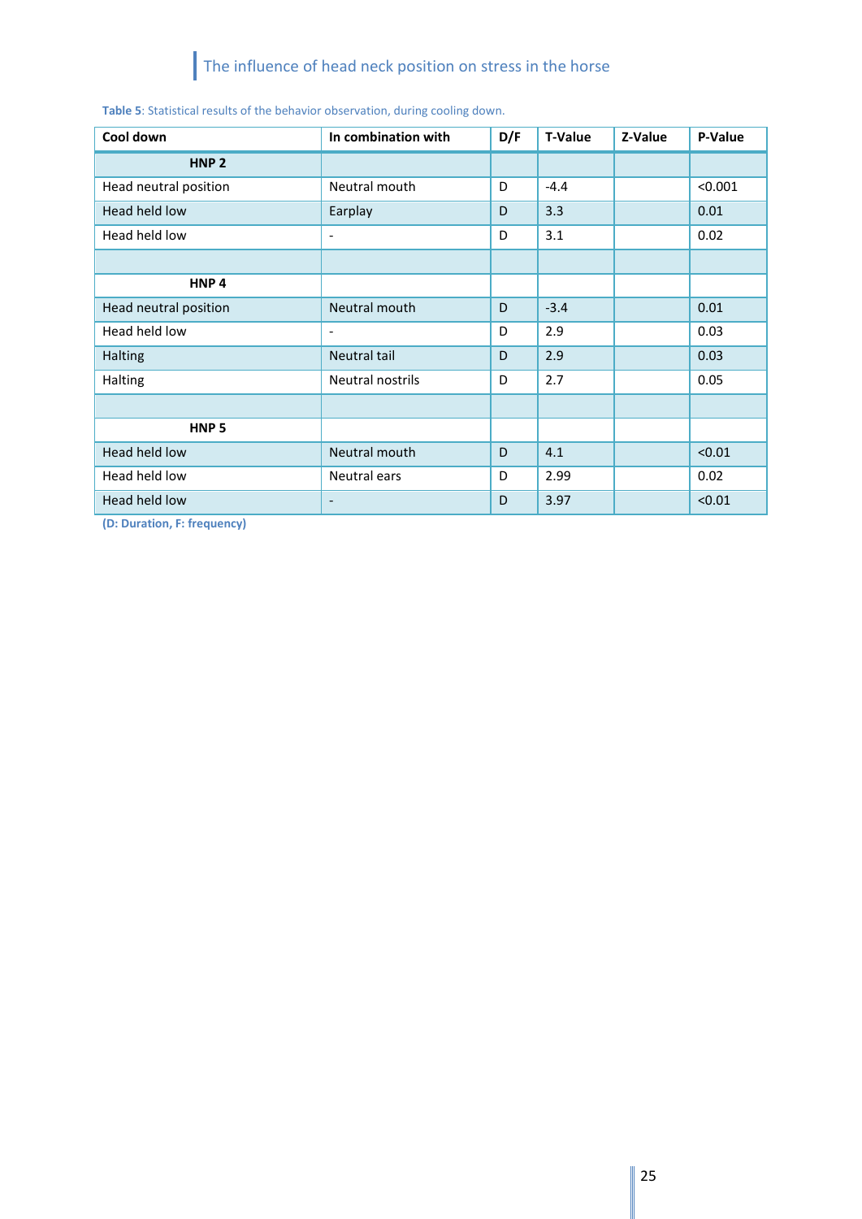**Table 5**: Statistical results of the behavior observation, during cooling down.

| Cool down | In combination with | D/F | T-Value | Z-Value | P-Value |
|---|---|---|---|---|---|
| **HNP 2** | | | | | |
| Head neutral position | Neutral mouth | D | -4.4 | | <0.001 |
| Head held low | Earplay | D | 3.3 | | 0.01 |
| Head held low | - | D | 3.1 | | 0.02 |
| | | | | | |
| **HNP 4** | | | | | |
| Head neutral position | Neutral mouth | D | -3.4 | | 0.01 |
| Head held low | - | D | 2.9 | | 0.03 |
| Halting | Neutral tail | D | 2.9 | | 0.03 |
| Halting | Neutral nostrils | D | 2.7 | | 0.05 |
| | | | | | |
| **HNP 5** | | | | | |
| Head held low | Neutral mouth | D | 4.1 | | <0.01 |
| Head held low | Neutral ears | D | 2.99 | | 0.02 |
| Head held low | - | D | 3.97 | | <0.01 |

**(D: Duration, F: frequency)**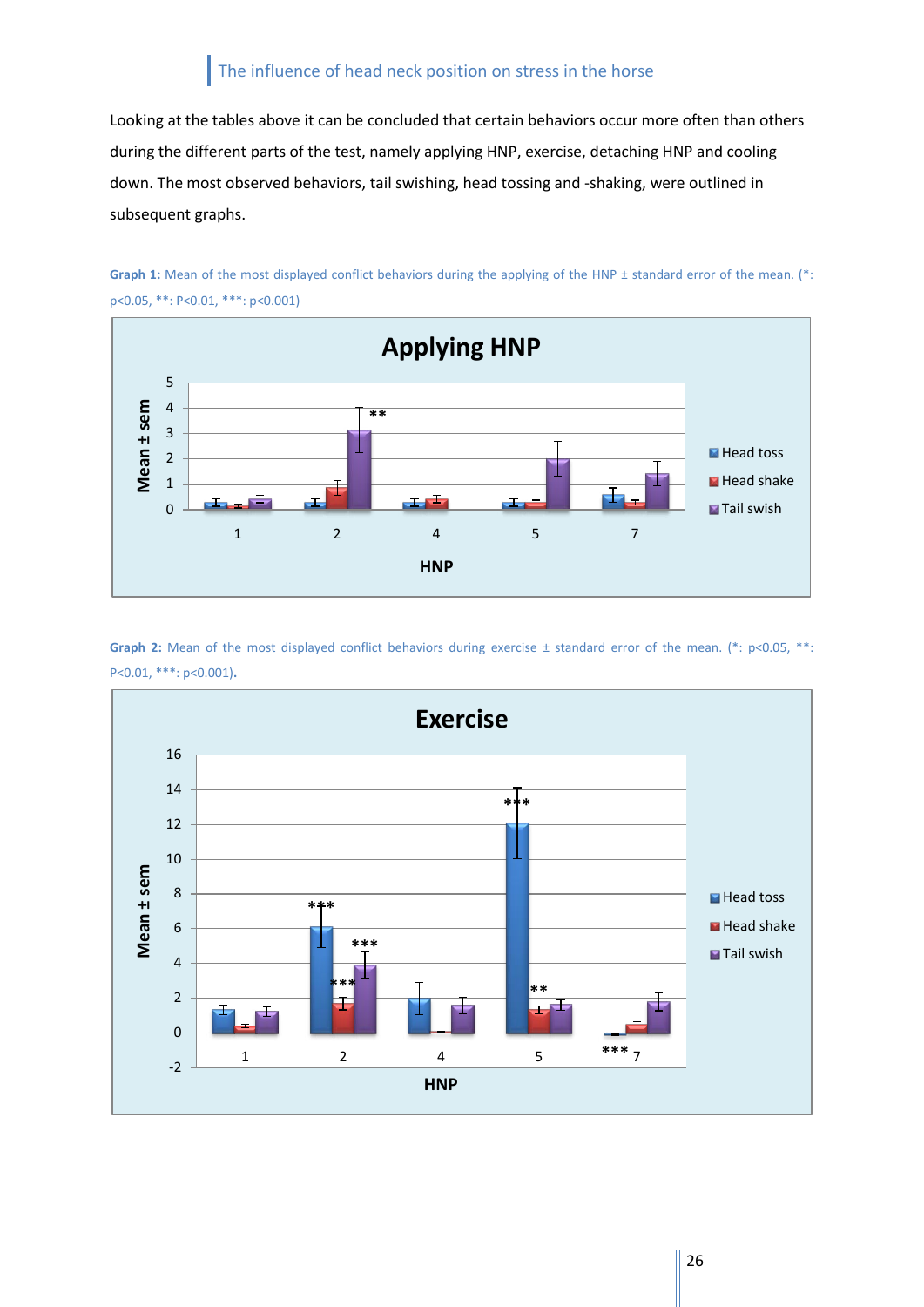Looking at the tables above it can be concluded that certain behaviors occur more often than others during the different parts of the test, namely applying HNP, exercise, detaching HNP and cooling down. The most observed behaviors, tail swishing, head tossing and -shaking, were outlined in subsequent graphs.

**Graph 1:** Mean of the most displayed conflict behaviors during the applying of the HNP ± standard error of the mean. (*: p<0.05, **: P<0.01, ***: p<0.001)

**Graph 2:** Mean of the most displayed conflict behaviors during exercise ± standard error of the mean. (*: p<0.05, **: P<0.01, ***: p<0.001).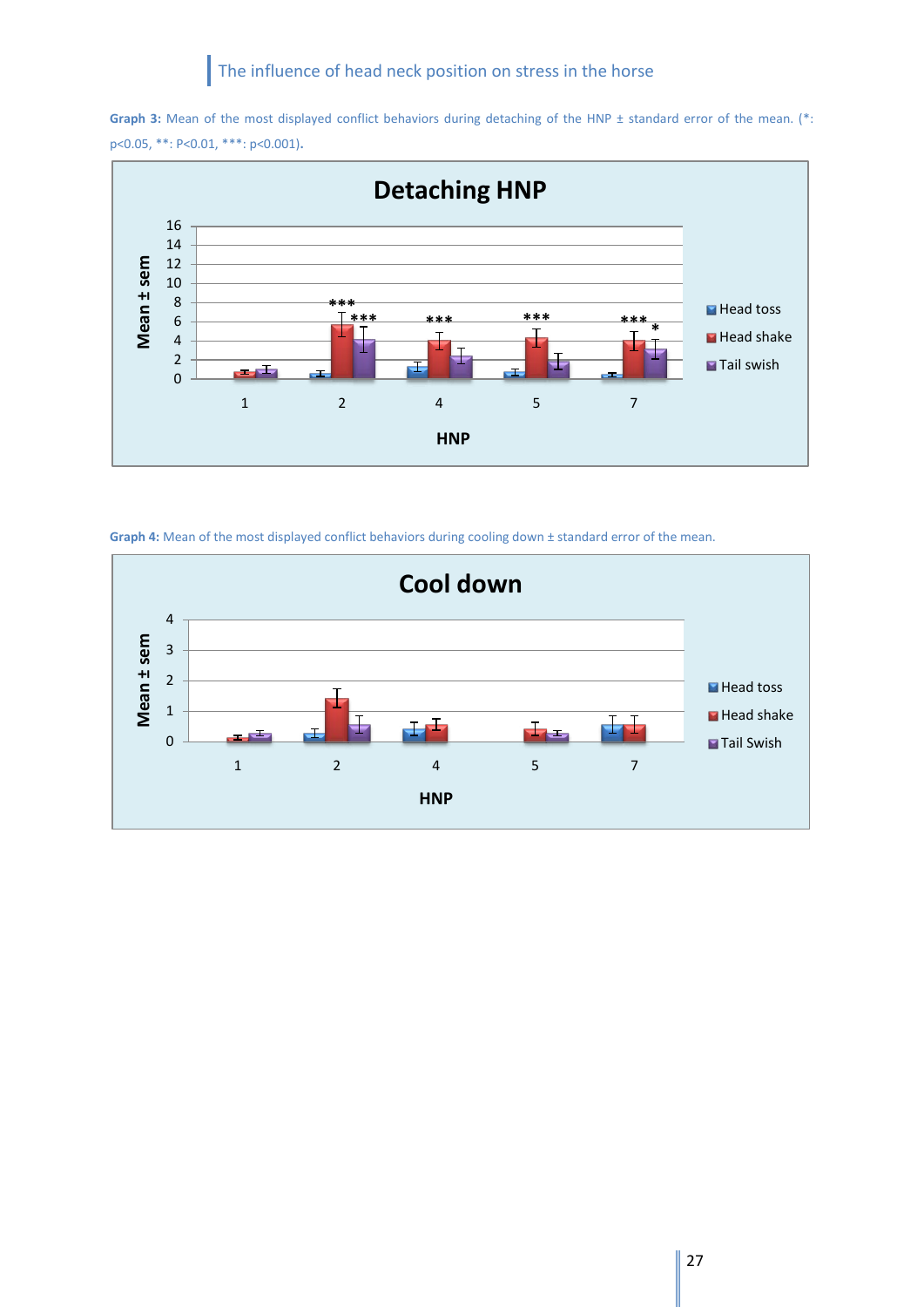**Graph 3:** Mean of the most displayed conflict behaviors during detaching of the HNP ± standard error of the mean. (*: p<0.05, **: P<0.01, ***: p<0.001).

**Graph 4:** Mean of the most displayed conflict behaviors during cooling down ± standard error of the mean.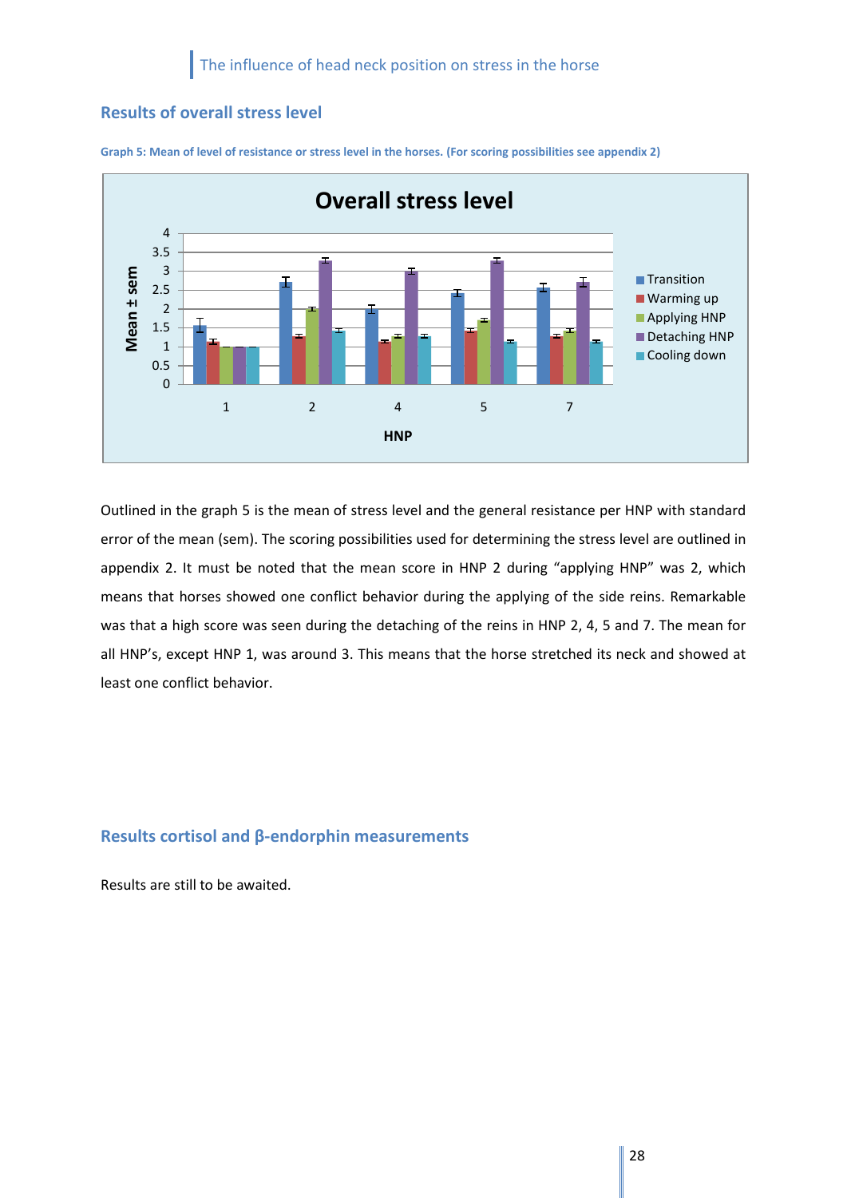## Results of overall stress level

**Graph 5: Mean of level of resistance or stress level in the horses. (For scoring possibilities see appendix 2)**

Outlined in the graph 5 is the mean of stress level and the general resistance per HNP with standard error of the mean (sem). The scoring possibilities used for determining the stress level are outlined in appendix 2. It must be noted that the mean score in HNP 2 during "applying HNP" was 2, which means that horses showed one conflict behavior during the applying of the side reins. Remarkable was that a high score was seen during the detaching of the reins in HNP 2, 4, 5 and 7. The mean for all HNP's, except HNP 1, was around 3. This means that the horse stretched its neck and showed at least one conflict behavior.

## Results cortisol and β-endorphin measurements

Results are still to be awaited.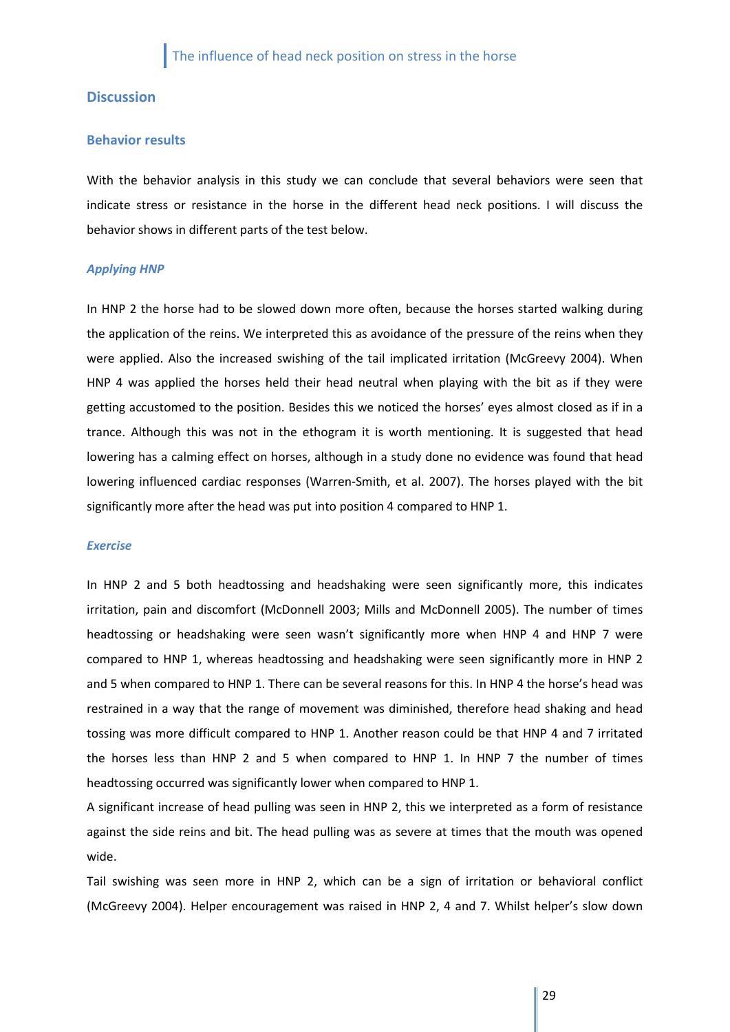## Discussion

### Behavior results

With the behavior analysis in this study we can conclude that several behaviors were seen that indicate stress or resistance in the horse in the different head neck positions. I will discuss the behavior shows in different parts of the test below.

#### *Applying HNP*

In HNP 2 the horse had to be slowed down more often, because the horses started walking during the application of the reins. We interpreted this as avoidance of the pressure of the reins when they were applied. Also the increased swishing of the tail implicated irritation (McGreevy 2004). When HNP 4 was applied the horses held their head neutral when playing with the bit as if they were getting accustomed to the position. Besides this we noticed the horses' eyes almost closed as if in a trance. Although this was not in the ethogram it is worth mentioning. It is suggested that head lowering has a calming effect on horses, although in a study done no evidence was found that head lowering influenced cardiac responses (Warren-Smith, et al. 2007). The horses played with the bit significantly more after the head was put into position 4 compared to HNP 1.

#### *Exercise*

In HNP 2 and 5 both headtossing and headshaking were seen significantly more, this indicates irritation, pain and discomfort (McDonnell 2003; Mills and McDonnell 2005). The number of times headtossing or headshaking were seen wasn't significantly more when HNP 4 and HNP 7 were compared to HNP 1, whereas headtossing and headshaking were seen significantly more in HNP 2 and 5 when compared to HNP 1. There can be several reasons for this. In HNP 4 the horse's head was restrained in a way that the range of movement was diminished, therefore head shaking and head tossing was more difficult compared to HNP 1. Another reason could be that HNP 4 and 7 irritated the horses less than HNP 2 and 5 when compared to HNP 1. In HNP 7 the number of times headtossing occurred was significantly lower when compared to HNP 1.

A significant increase of head pulling was seen in HNP 2, this we interpreted as a form of resistance against the side reins and bit. The head pulling was as severe at times that the mouth was opened wide.

Tail swishing was seen more in HNP 2, which can be a sign of irritation or behavioral conflict (McGreevy 2004). Helper encouragement was raised in HNP 2, 4 and 7. Whilst helper's slow down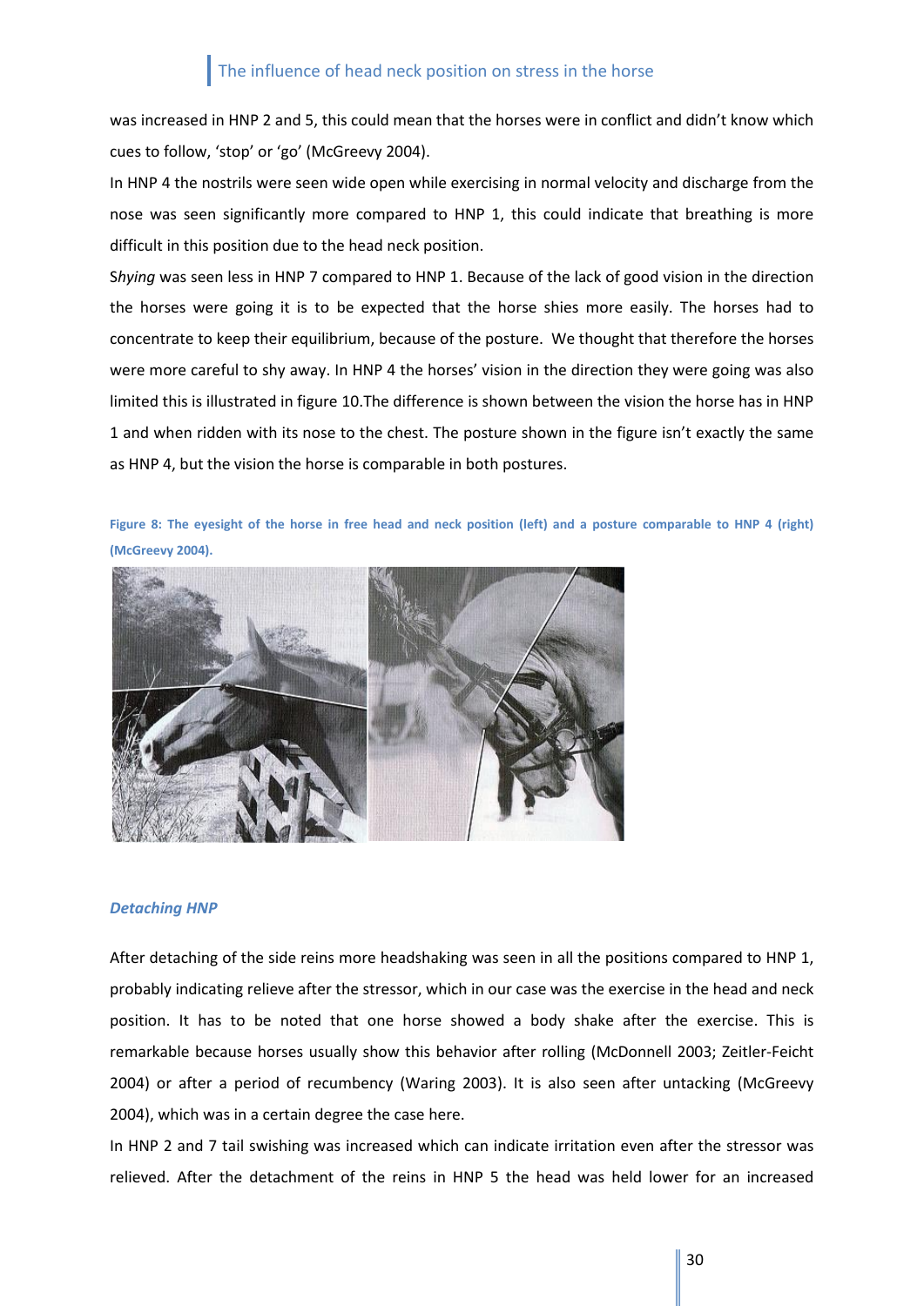was increased in HNP 2 and 5, this could mean that the horses were in conflict and didn't know which cues to follow, 'stop' or 'go' (McGreevy 2004).

In HNP 4 the nostrils were seen wide open while exercising in normal velocity and discharge from the nose was seen significantly more compared to HNP 1, this could indicate that breathing is more difficult in this position due to the head neck position.

S*hying* was seen less in HNP 7 compared to HNP 1. Because of the lack of good vision in the direction the horses were going it is to be expected that the horse shies more easily. The horses had to concentrate to keep their equilibrium, because of the posture. We thought that therefore the horses were more careful to shy away. In HNP 4 the horses' vision in the direction they were going was also limited this is illustrated in figure 10.The difference is shown between the vision the horse has in HNP 1 and when ridden with its nose to the chest. The posture shown in the figure isn't exactly the same as HNP 4, but the vision the horse is comparable in both postures.

**Figure 8: The eyesight of the horse in free head and neck position (left) and a posture comparable to HNP 4 (right) (McGreevy 2004).**

### *Detaching HNP*

After detaching of the side reins more headshaking was seen in all the positions compared to HNP 1, probably indicating relieve after the stressor, which in our case was the exercise in the head and neck position. It has to be noted that one horse showed a body shake after the exercise. This is remarkable because horses usually show this behavior after rolling (McDonnell 2003; Zeitler-Feicht 2004) or after a period of recumbency (Waring 2003). It is also seen after untacking (McGreevy 2004), which was in a certain degree the case here.

In HNP 2 and 7 tail swishing was increased which can indicate irritation even after the stressor was relieved. After the detachment of the reins in HNP 5 the head was held lower for an increased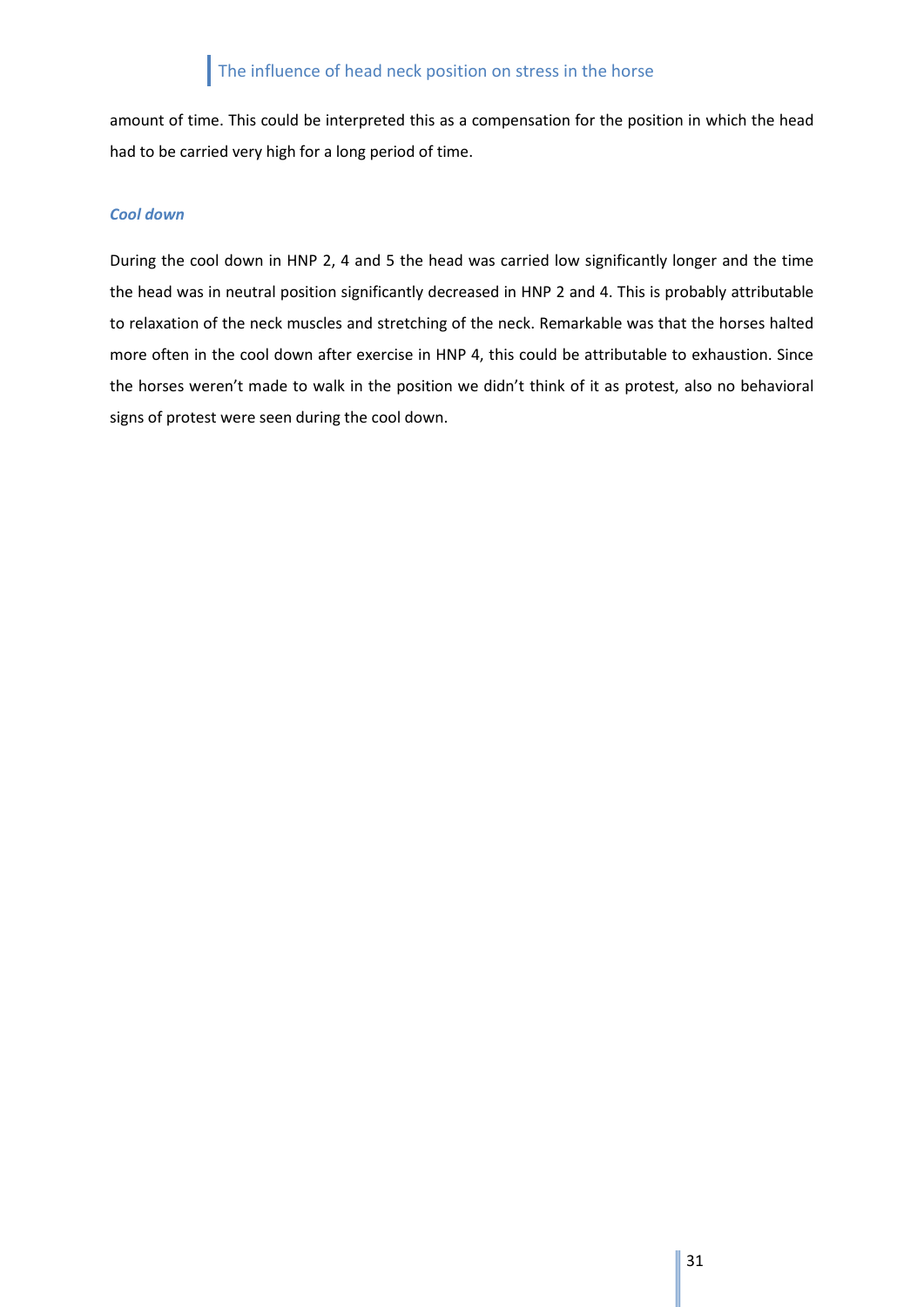amount of time. This could be interpreted this as a compensation for the position in which the head had to be carried very high for a long period of time.

### *Cool down*

During the cool down in HNP 2, 4 and 5 the head was carried low significantly longer and the time the head was in neutral position significantly decreased in HNP 2 and 4. This is probably attributable to relaxation of the neck muscles and stretching of the neck. Remarkable was that the horses halted more often in the cool down after exercise in HNP 4, this could be attributable to exhaustion. Since the horses weren't made to walk in the position we didn't think of it as protest, also no behavioral signs of protest were seen during the cool down.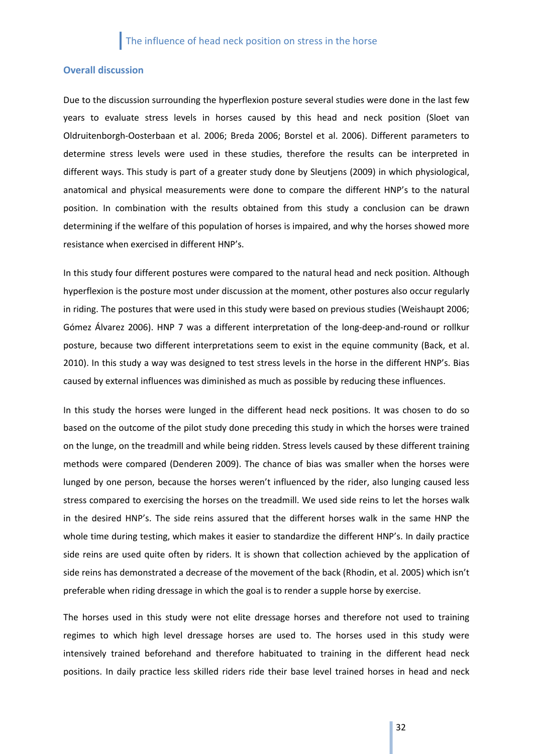## Overall discussion

Due to the discussion surrounding the hyperflexion posture several studies were done in the last few years to evaluate stress levels in horses caused by this head and neck position (Sloet van Oldruitenborgh-Oosterbaan et al. 2006; Breda 2006; Borstel et al. 2006). Different parameters to determine stress levels were used in these studies, therefore the results can be interpreted in different ways. This study is part of a greater study done by Sleutjens (2009) in which physiological, anatomical and physical measurements were done to compare the different HNP's to the natural position. In combination with the results obtained from this study a conclusion can be drawn determining if the welfare of this population of horses is impaired, and why the horses showed more resistance when exercised in different HNP's.

In this study four different postures were compared to the natural head and neck position. Although hyperflexion is the posture most under discussion at the moment, other postures also occur regularly in riding. The postures that were used in this study were based on previous studies (Weishaupt 2006; Gómez Álvarez 2006). HNP 7 was a different interpretation of the long-deep-and-round or rollkur posture, because two different interpretations seem to exist in the equine community (Back, et al. 2010). In this study a way was designed to test stress levels in the horse in the different HNP's. Bias caused by external influences was diminished as much as possible by reducing these influences.

In this study the horses were lunged in the different head neck positions. It was chosen to do so based on the outcome of the pilot study done preceding this study in which the horses were trained on the lunge, on the treadmill and while being ridden. Stress levels caused by these different training methods were compared (Denderen 2009). The chance of bias was smaller when the horses were lunged by one person, because the horses weren't influenced by the rider, also lunging caused less stress compared to exercising the horses on the treadmill. We used side reins to let the horses walk in the desired HNP's. The side reins assured that the different horses walk in the same HNP the whole time during testing, which makes it easier to standardize the different HNP's. In daily practice side reins are used quite often by riders. It is shown that collection achieved by the application of side reins has demonstrated a decrease of the movement of the back (Rhodin, et al. 2005) which isn't preferable when riding dressage in which the goal is to render a supple horse by exercise.

The horses used in this study were not elite dressage horses and therefore not used to training regimes to which high level dressage horses are used to. The horses used in this study were intensively trained beforehand and therefore habituated to training in the different head neck positions. In daily practice less skilled riders ride their base level trained horses in head and neck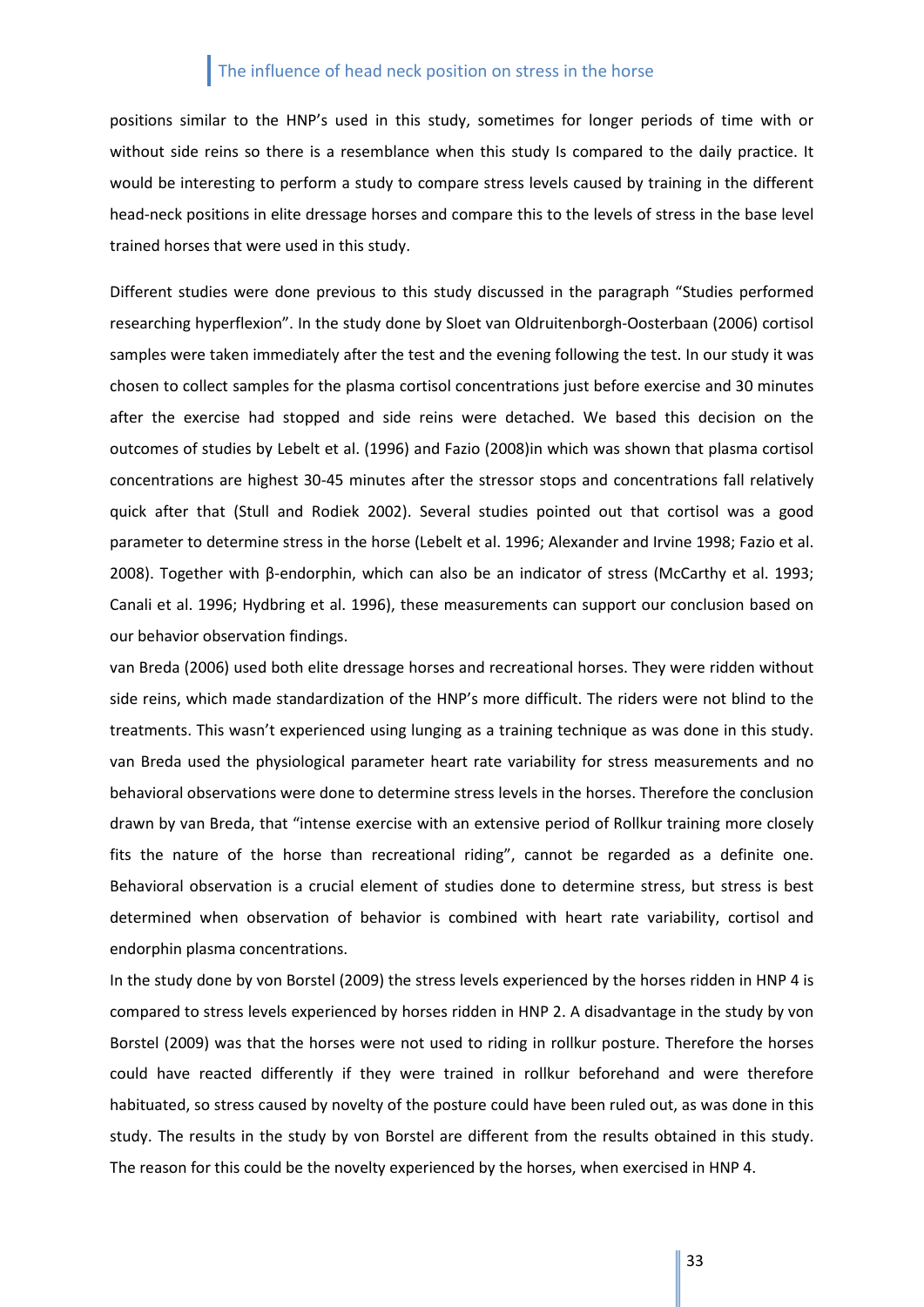positions similar to the HNP's used in this study, sometimes for longer periods of time with or without side reins so there is a resemblance when this study Is compared to the daily practice. It would be interesting to perform a study to compare stress levels caused by training in the different head-neck positions in elite dressage horses and compare this to the levels of stress in the base level trained horses that were used in this study.

Different studies were done previous to this study discussed in the paragraph "Studies performed researching hyperflexion". In the study done by Sloet van Oldruitenborgh-Oosterbaan (2006) cortisol samples were taken immediately after the test and the evening following the test. In our study it was chosen to collect samples for the plasma cortisol concentrations just before exercise and 30 minutes after the exercise had stopped and side reins were detached. We based this decision on the outcomes of studies by Lebelt et al. (1996) and Fazio (2008)in which was shown that plasma cortisol concentrations are highest 30-45 minutes after the stressor stops and concentrations fall relatively quick after that (Stull and Rodiek 2002). Several studies pointed out that cortisol was a good parameter to determine stress in the horse (Lebelt et al. 1996; Alexander and Irvine 1998; Fazio et al. 2008). Together with β-endorphin, which can also be an indicator of stress (McCarthy et al. 1993; Canali et al. 1996; Hydbring et al. 1996), these measurements can support our conclusion based on our behavior observation findings.

van Breda (2006) used both elite dressage horses and recreational horses. They were ridden without side reins, which made standardization of the HNP's more difficult. The riders were not blind to the treatments. This wasn't experienced using lunging as a training technique as was done in this study. van Breda used the physiological parameter heart rate variability for stress measurements and no behavioral observations were done to determine stress levels in the horses. Therefore the conclusion drawn by van Breda, that "intense exercise with an extensive period of Rollkur training more closely fits the nature of the horse than recreational riding", cannot be regarded as a definite one. Behavioral observation is a crucial element of studies done to determine stress, but stress is best determined when observation of behavior is combined with heart rate variability, cortisol and endorphin plasma concentrations.

In the study done by von Borstel (2009) the stress levels experienced by the horses ridden in HNP 4 is compared to stress levels experienced by horses ridden in HNP 2. A disadvantage in the study by von Borstel (2009) was that the horses were not used to riding in rollkur posture. Therefore the horses could have reacted differently if they were trained in rollkur beforehand and were therefore habituated, so stress caused by novelty of the posture could have been ruled out, as was done in this study. The results in the study by von Borstel are different from the results obtained in this study. The reason for this could be the novelty experienced by the horses, when exercised in HNP 4.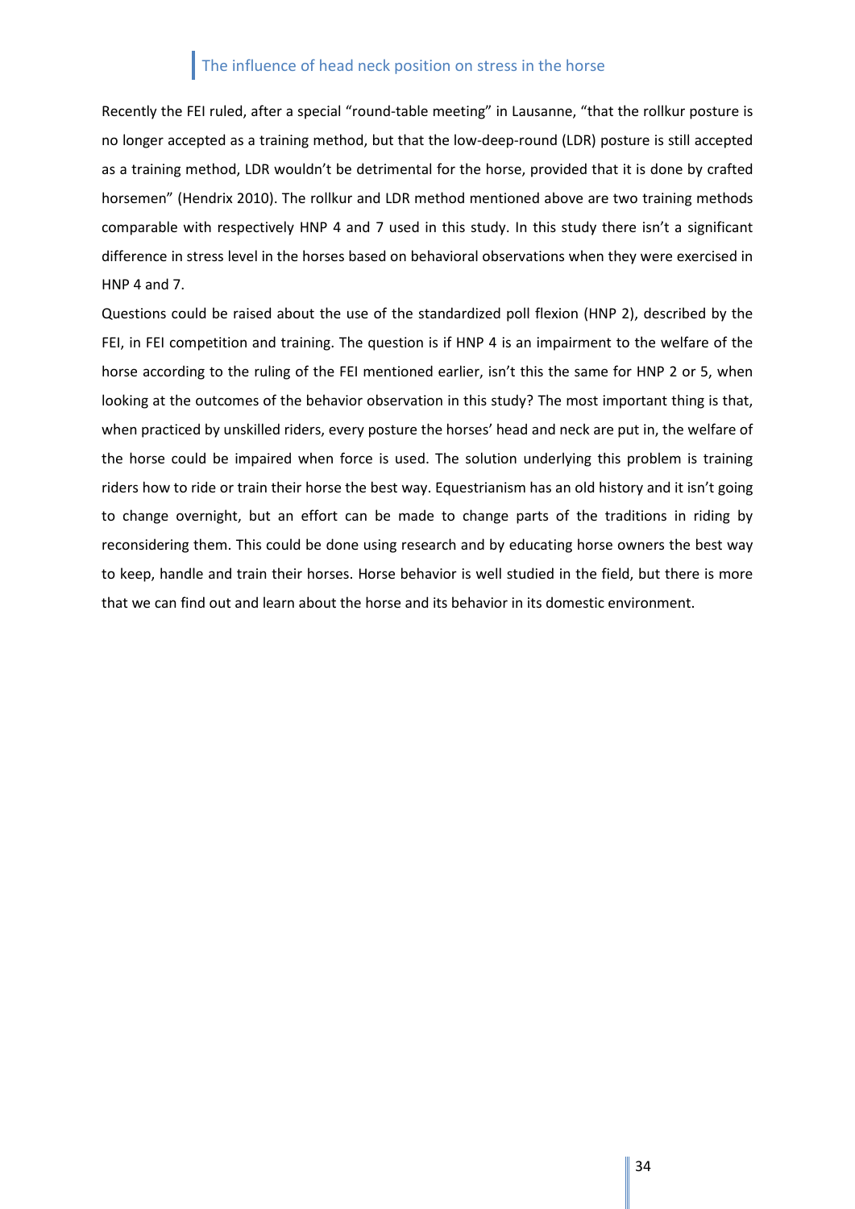Recently the FEI ruled, after a special "round-table meeting" in Lausanne, "that the rollkur posture is no longer accepted as a training method, but that the low-deep-round (LDR) posture is still accepted as a training method, LDR wouldn't be detrimental for the horse, provided that it is done by crafted horsemen" (Hendrix 2010). The rollkur and LDR method mentioned above are two training methods comparable with respectively HNP 4 and 7 used in this study. In this study there isn't a significant difference in stress level in the horses based on behavioral observations when they were exercised in HNP 4 and 7.

Questions could be raised about the use of the standardized poll flexion (HNP 2), described by the FEI, in FEI competition and training. The question is if HNP 4 is an impairment to the welfare of the horse according to the ruling of the FEI mentioned earlier, isn't this the same for HNP 2 or 5, when looking at the outcomes of the behavior observation in this study? The most important thing is that, when practiced by unskilled riders, every posture the horses' head and neck are put in, the welfare of the horse could be impaired when force is used. The solution underlying this problem is training riders how to ride or train their horse the best way. Equestrianism has an old history and it isn't going to change overnight, but an effort can be made to change parts of the traditions in riding by reconsidering them. This could be done using research and by educating horse owners the best way to keep, handle and train their horses. Horse behavior is well studied in the field, but there is more that we can find out and learn about the horse and its behavior in its domestic environment.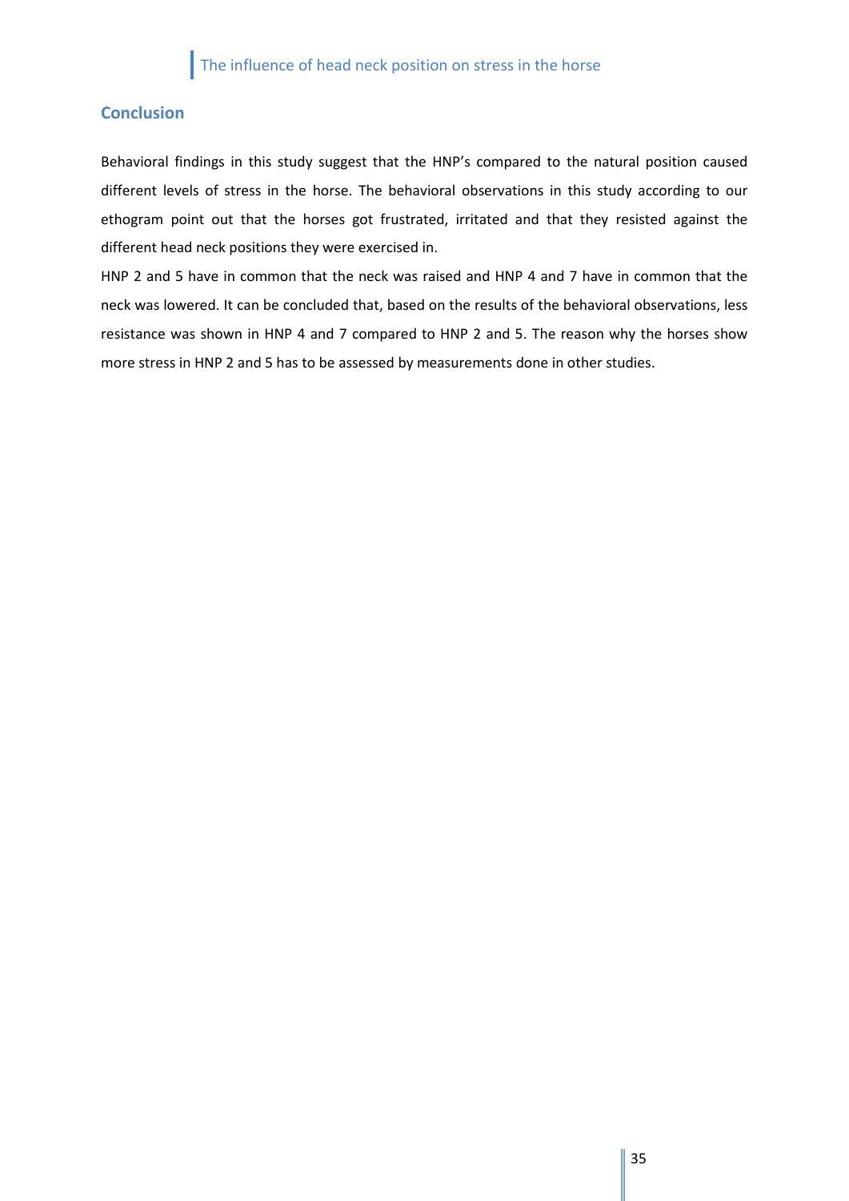## Conclusion

Behavioral findings in this study suggest that the HNP's compared to the natural position caused different levels of stress in the horse. The behavioral observations in this study according to our ethogram point out that the horses got frustrated, irritated and that they resisted against the different head neck positions they were exercised in.

HNP 2 and 5 have in common that the neck was raised and HNP 4 and 7 have in common that the neck was lowered. It can be concluded that, based on the results of the behavioral observations, less resistance was shown in HNP 4 and 7 compared to HNP 2 and 5. The reason why the horses show more stress in HNP 2 and 5 has to be assessed by measurements done in other studies.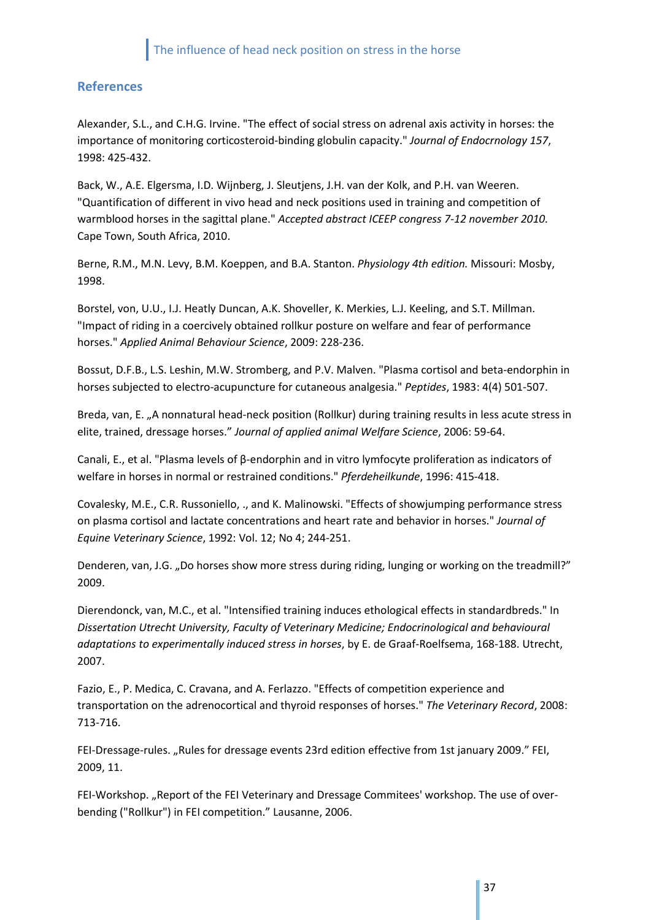## References

Alexander, S.L., and C.H.G. Irvine. "The effect of social stress on adrenal axis activity in horses: the importance of monitoring corticosteroid-binding globulin capacity." *Journal of Endocrnology 157*, 1998: 425-432.

Back, W., A.E. Elgersma, I.D. Wijnberg, J. Sleutjens, J.H. van der Kolk, and P.H. van Weeren. "Quantification of different in vivo head and neck positions used in training and competition of warmblood horses in the sagittal plane." *Accepted abstract ICEEP congress 7-12 november 2010.* Cape Town, South Africa, 2010.

Berne, R.M., M.N. Levy, B.M. Koeppen, and B.A. Stanton. *Physiology 4th edition.* Missouri: Mosby, 1998.

Borstel, von, U.U., I.J. Heatly Duncan, A.K. Shoveller, K. Merkies, L.J. Keeling, and S.T. Millman. "Impact of riding in a coercively obtained rollkur posture on welfare and fear of performance horses." *Applied Animal Behaviour Science*, 2009: 228-236.

Bossut, D.F.B., L.S. Leshin, M.W. Stromberg, and P.V. Malven. "Plasma cortisol and beta-endorphin in horses subjected to electro-acupuncture for cutaneous analgesia." *Peptides*, 1983: 4(4) 501-507.

Breda, van, E. „A nonnatural head-neck position (Rollkur) during training results in less acute stress in elite, trained, dressage horses." *Journal of applied animal Welfare Science*, 2006: 59-64.

Canali, E., et al. "Plasma levels of β-endorphin and in vitro lymfocyte proliferation as indicators of welfare in horses in normal or restrained conditions." *Pferdeheilkunde*, 1996: 415-418.

Covalesky, M.E., C.R. Russoniello, ., and K. Malinowski. "Effects of showjumping performance stress on plasma cortisol and lactate concentrations and heart rate and behavior in horses." *Journal of Equine Veterinary Science*, 1992: Vol. 12; No 4; 244-251.

Denderen, van, J.G. „Do horses show more stress during riding, lunging or working on the treadmill?" 2009.

Dierendonck, van, M.C., et al. "Intensified training induces ethological effects in standardbreds." In *Dissertation Utrecht University, Faculty of Veterinary Medicine; Endocrinological and behavioural adaptations to experimentally induced stress in horses*, by E. de Graaf-Roelfsema, 168-188. Utrecht, 2007.

Fazio, E., P. Medica, C. Cravana, and A. Ferlazzo. "Effects of competition experience and transportation on the adrenocortical and thyroid responses of horses." *The Veterinary Record*, 2008: 713-716.

FEI-Dressage-rules. „Rules for dressage events 23rd edition effective from 1st january 2009." FEI, 2009, 11.

FEI-Workshop. „Report of the FEI Veterinary and Dressage Commitees' workshop. The use of over-bending ("Rollkur") in FEI competition." Lausanne, 2006.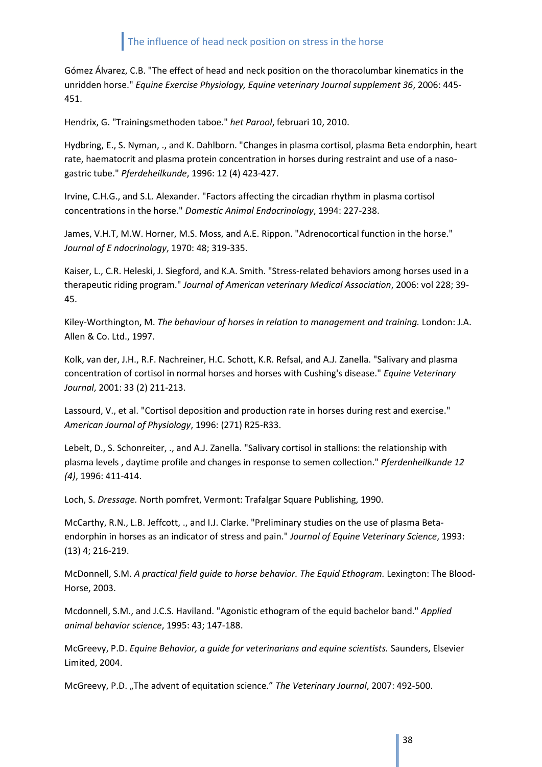Gómez Álvarez, C.B. "The effect of head and neck position on the thoracolumbar kinematics in the unridden horse." *Equine Exercise Physiology, Equine veterinary Journal supplement 36*, 2006: 445-451.

Hendrix, G. "Trainingsmethoden taboe." *het Parool*, februari 10, 2010.

Hydbring, E., S. Nyman, ., and K. Dahlborn. "Changes in plasma cortisol, plasma Beta endorphin, heart rate, haematocrit and plasma protein concentration in horses during restraint and use of a naso-gastric tube." *Pferdeheilkunde*, 1996: 12 (4) 423-427.

Irvine, C.H.G., and S.L. Alexander. "Factors affecting the circadian rhythm in plasma cortisol concentrations in the horse." *Domestic Animal Endocrinology*, 1994: 227-238.

James, V.H.T, M.W. Horner, M.S. Moss, and A.E. Rippon. "Adrenocortical function in the horse." *Journal of E ndocrinology*, 1970: 48; 319-335.

Kaiser, L., C.R. Heleski, J. Siegford, and K.A. Smith. "Stress-related behaviors among horses used in a therapeutic riding program." *Journal of American veterinary Medical Association*, 2006: vol 228; 39-45.

Kiley-Worthington, M. *The behaviour of horses in relation to management and training.* London: J.A. Allen & Co. Ltd., 1997.

Kolk, van der, J.H., R.F. Nachreiner, H.C. Schott, K.R. Refsal, and A.J. Zanella. "Salivary and plasma concentration of cortisol in normal horses and horses with Cushing's disease." *Equine Veterinary Journal*, 2001: 33 (2) 211-213.

Lassourd, V., et al. "Cortisol deposition and production rate in horses during rest and exercise." *American Journal of Physiology*, 1996: (271) R25-R33.

Lebelt, D., S. Schonreiter, ., and A.J. Zanella. "Salivary cortisol in stallions: the relationship with plasma levels , daytime profile and changes in response to semen collection." *Pferdenheilkunde 12 (4)*, 1996: 411-414.

Loch, S. *Dressage.* North pomfret, Vermont: Trafalgar Square Publishing, 1990.

McCarthy, R.N., L.B. Jeffcott, ., and I.J. Clarke. "Preliminary studies on the use of plasma Beta-endorphin in horses as an indicator of stress and pain." *Journal of Equine Veterinary Science*, 1993: (13) 4; 216-219.

McDonnell, S.M. *A practical field guide to horse behavior. The Equid Ethogram.* Lexington: The Blood-Horse, 2003.

Mcdonnell, S.M., and J.C.S. Haviland. "Agonistic ethogram of the equid bachelor band." *Applied animal behavior science*, 1995: 43; 147-188.

McGreevy, P.D. *Equine Behavior, a guide for veterinarians and equine scientists.* Saunders, Elsevier Limited, 2004.

McGreevy, P.D. „The advent of equitation science." *The Veterinary Journal*, 2007: 492-500.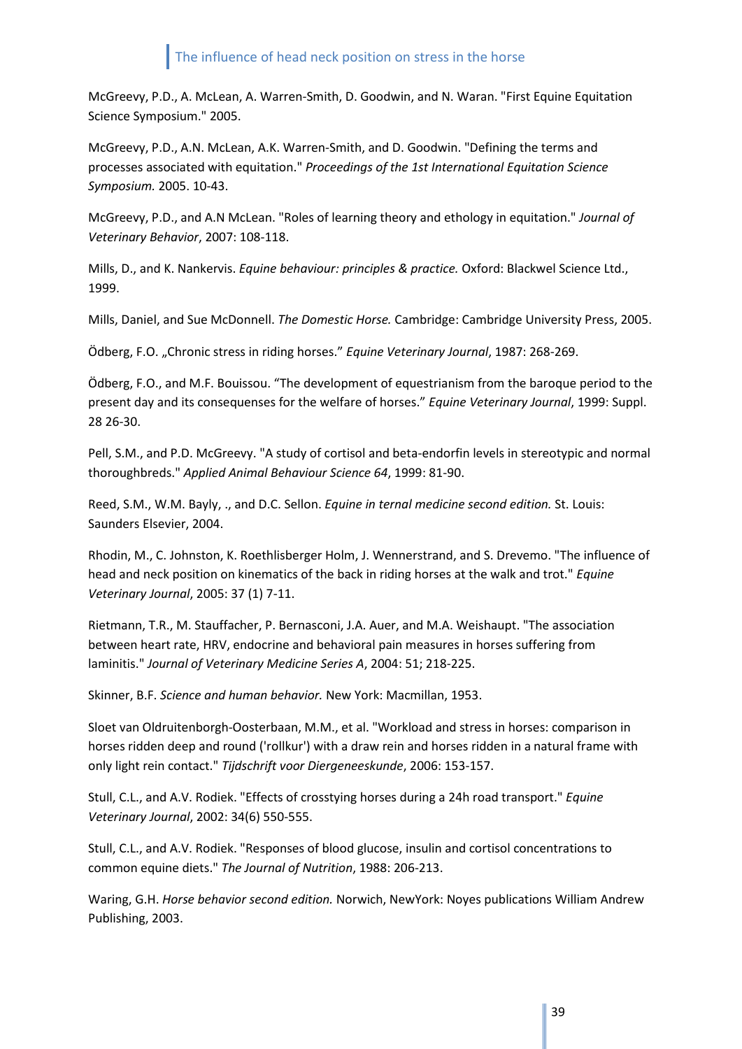McGreevy, P.D., A. McLean, A. Warren-Smith, D. Goodwin, and N. Waran. "First Equine Equitation Science Symposium." 2005.

McGreevy, P.D., A.N. McLean, A.K. Warren-Smith, and D. Goodwin. "Defining the terms and processes associated with equitation." *Proceedings of the 1st International Equitation Science Symposium.* 2005. 10-43.

McGreevy, P.D., and A.N McLean. "Roles of learning theory and ethology in equitation." *Journal of Veterinary Behavior*, 2007: 108-118.

Mills, D., and K. Nankervis. *Equine behaviour: principles & practice.* Oxford: Blackwel Science Ltd., 1999.

Mills, Daniel, and Sue McDonnell. *The Domestic Horse.* Cambridge: Cambridge University Press, 2005.

Ödberg, F.O. „Chronic stress in riding horses." *Equine Veterinary Journal*, 1987: 268-269.

Ödberg, F.O., and M.F. Bouissou. "The development of equestrianism from the baroque period to the present day and its consequenses for the welfare of horses." *Equine Veterinary Journal*, 1999: Suppl. 28 26-30.

Pell, S.M., and P.D. McGreevy. "A study of cortisol and beta-endorfin levels in stereotypic and normal thoroughbreds." *Applied Animal Behaviour Science 64*, 1999: 81-90.

Reed, S.M., W.M. Bayly, ., and D.C. Sellon. *Equine in ternal medicine second edition.* St. Louis: Saunders Elsevier, 2004.

Rhodin, M., C. Johnston, K. Roethlisberger Holm, J. Wennerstrand, and S. Drevemo. "The influence of head and neck position on kinematics of the back in riding horses at the walk and trot." *Equine Veterinary Journal*, 2005: 37 (1) 7-11.

Rietmann, T.R., M. Stauffacher, P. Bernasconi, J.A. Auer, and M.A. Weishaupt. "The association between heart rate, HRV, endocrine and behavioral pain measures in horses suffering from laminitis." *Journal of Veterinary Medicine Series A*, 2004: 51; 218-225.

Skinner, B.F. *Science and human behavior.* New York: Macmillan, 1953.

Sloet van Oldruitenborgh-Oosterbaan, M.M., et al. "Workload and stress in horses: comparison in horses ridden deep and round ('rollkur') with a draw rein and horses ridden in a natural frame with only light rein contact." *Tijdschrift voor Diergeneeskunde*, 2006: 153-157.

Stull, C.L., and A.V. Rodiek. "Effects of crosstying horses during a 24h road transport." *Equine Veterinary Journal*, 2002: 34(6) 550-555.

Stull, C.L., and A.V. Rodiek. "Responses of blood glucose, insulin and cortisol concentrations to common equine diets." *The Journal of Nutrition*, 1988: 206-213.

Waring, G.H. *Horse behavior second edition.* Norwich, NewYork: Noyes publications William Andrew Publishing, 2003.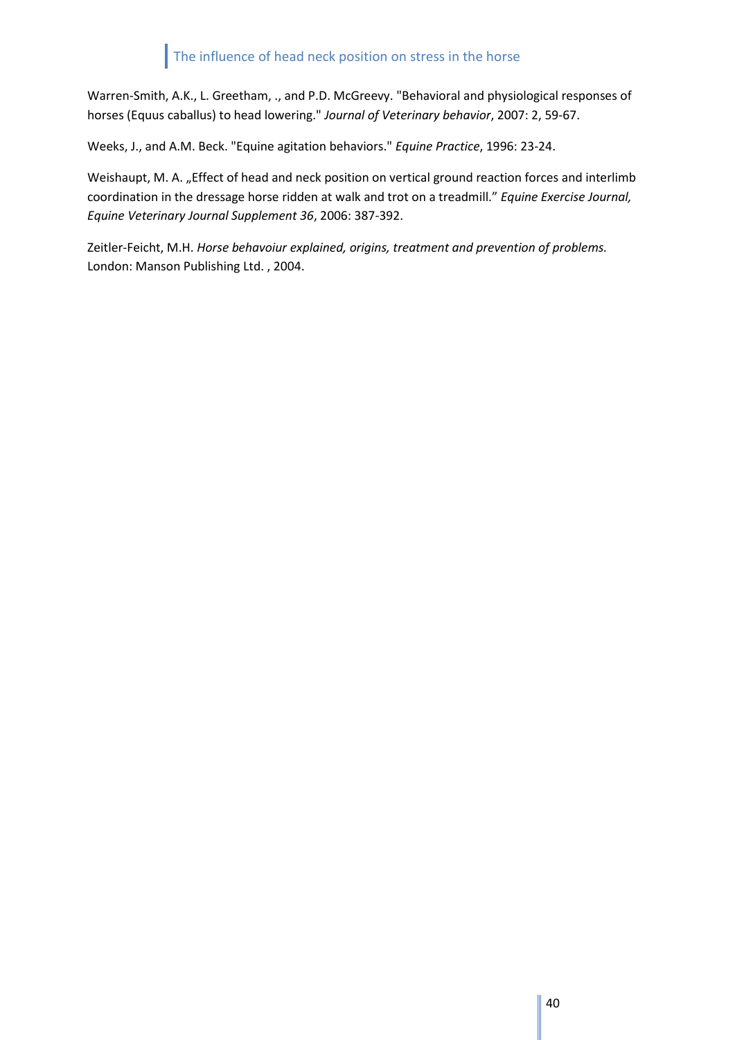Warren-Smith, A.K., L. Greetham, ., and P.D. McGreevy. "Behavioral and physiological responses of horses (Equus caballus) to head lowering." *Journal of Veterinary behavior*, 2007: 2, 59-67.

Weeks, J., and A.M. Beck. "Equine agitation behaviors." *Equine Practice*, 1996: 23-24.

Weishaupt, M. A. „Effect of head and neck position on vertical ground reaction forces and interlimb coordination in the dressage horse ridden at walk and trot on a treadmill." *Equine Exercise Journal, Equine Veterinary Journal Supplement 36*, 2006: 387-392.

Zeitler-Feicht, M.H. *Horse behavoiur explained, origins, treatment and prevention of problems.* London: Manson Publishing Ltd. , 2004.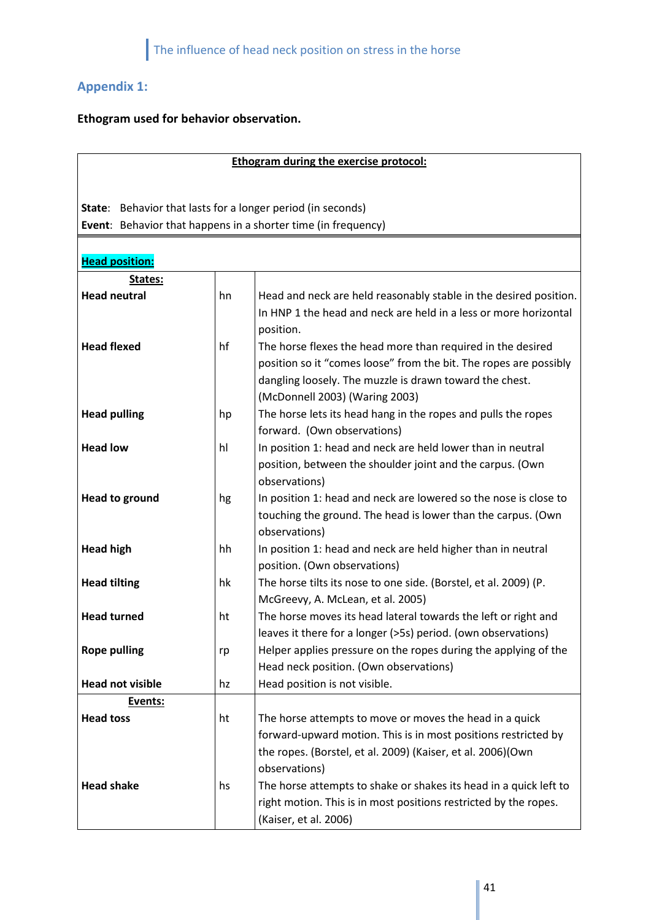## Appendix 1:

**Ethogram used for behavior observation.**

| **Ethogram during the exercise protocol:** | | |
|---|---|---|
| **State**: Behavior that lasts for a longer period (in seconds) **Event**: Behavior that happens in a shorter time (in frequency) | | |
| **Head position:** | | |
| **States:** | | |
| **Head neutral** | hn | Head and neck are held reasonably stable in the desired position. In HNP 1 the head and neck are held in a less or more horizontal position. |
| **Head flexed** | hf | The horse flexes the head more than required in the desired position so it "comes loose" from the bit. The ropes are possibly dangling loosely. The muzzle is drawn toward the chest. (McDonnell 2003) (Waring 2003) |
| **Head pulling** | hp | The horse lets its head hang in the ropes and pulls the ropes forward. (Own observations) |
| **Head low** | hl | In position 1: head and neck are held lower than in neutral position, between the shoulder joint and the carpus. (Own observations) |
| **Head to ground** | hg | In position 1: head and neck are lowered so the nose is close to touching the ground. The head is lower than the carpus. (Own observations) |
| **Head high** | hh | In position 1: head and neck are held higher than in neutral position. (Own observations) |
| **Head tilting** | hk | The horse tilts its nose to one side. (Borstel, et al. 2009) (P. McGreevy, A. McLean, et al. 2005) |
| **Head turned** | ht | The horse moves its head lateral towards the left or right and leaves it there for a longer (>5s) period. (own observations) |
| **Rope pulling** | rp | Helper applies pressure on the ropes during the applying of the Head neck position. (Own observations) |
| **Head not visible** | hz | Head position is not visible. |
| **Events:** | | |
| **Head toss** | ht | The horse attempts to move or moves the head in a quick forward-upward motion. This is in most positions restricted by the ropes. (Borstel, et al. 2009) (Kaiser, et al. 2006)(Own observations) |
| **Head shake** | hs | The horse attempts to shake or shakes its head in a quick left to right motion. This is in most positions restricted by the ropes. (Kaiser, et al. 2006) |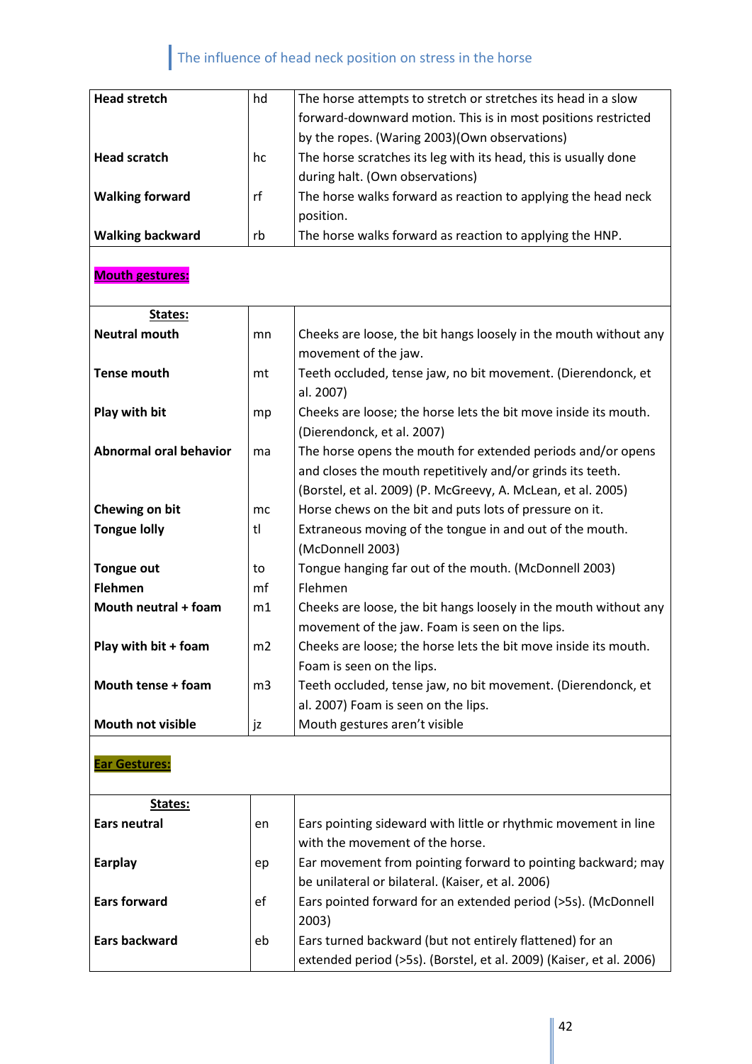| | | |
|---|---|---|
| **Head stretch** | hd | The horse attempts to stretch or stretches its head in a slow forward-downward motion. This is in most positions restricted by the ropes. (Waring 2003)(Own observations) |
| **Head scratch** | hc | The horse scratches its leg with its head, this is usually done during halt. (Own observations) |
| **Walking forward** | rf | The horse walks forward as reaction to applying the head neck position. |
| **Walking backward** | rb | The horse walks forward as reaction to applying the HNP. |
| **Mouth gestures:** | | |
| **States:** | | |
| **Neutral mouth** | mn | Cheeks are loose, the bit hangs loosely in the mouth without any movement of the jaw. |
| **Tense mouth** | mt | Teeth occluded, tense jaw, no bit movement. (Dierendonck, et al. 2007) |
| **Play with bit** | mp | Cheeks are loose; the horse lets the bit move inside its mouth. (Dierendonck, et al. 2007) |
| **Abnormal oral behavior** | ma | The horse opens the mouth for extended periods and/or opens and closes the mouth repetitively and/or grinds its teeth. (Borstel, et al. 2009) (P. McGreevy, A. McLean, et al. 2005) |
| **Chewing on bit** | mc | Horse chews on the bit and puts lots of pressure on it. |
| **Tongue lolly** | tl | Extraneous moving of the tongue in and out of the mouth. (McDonnell 2003) |
| **Tongue out** | to | Tongue hanging far out of the mouth. (McDonnell 2003) |
| **Flehmen** | mf | Flehmen |
| **Mouth neutral + foam** | m1 | Cheeks are loose, the bit hangs loosely in the mouth without any movement of the jaw. Foam is seen on the lips. |
| **Play with bit + foam** | m2 | Cheeks are loose; the horse lets the bit move inside its mouth. Foam is seen on the lips. |
| **Mouth tense + foam** | m3 | Teeth occluded, tense jaw, no bit movement. (Dierendonck, et al. 2007) Foam is seen on the lips. |
| **Mouth not visible** | jz | Mouth gestures aren't visible |
| **Ear Gestures:** | | |
| **States:** | | |
| **Ears neutral** | en | Ears pointing sideward with little or rhythmic movement in line with the movement of the horse. |
| **Earplay** | ep | Ear movement from pointing forward to pointing backward; may be unilateral or bilateral. (Kaiser, et al. 2006) |
| **Ears forward** | ef | Ears pointed forward for an extended period (>5s). (McDonnell 2003) |
| **Ears backward** | eb | Ears turned backward (but not entirely flattened) for an extended period (>5s). (Borstel, et al. 2009) (Kaiser, et al. 2006) |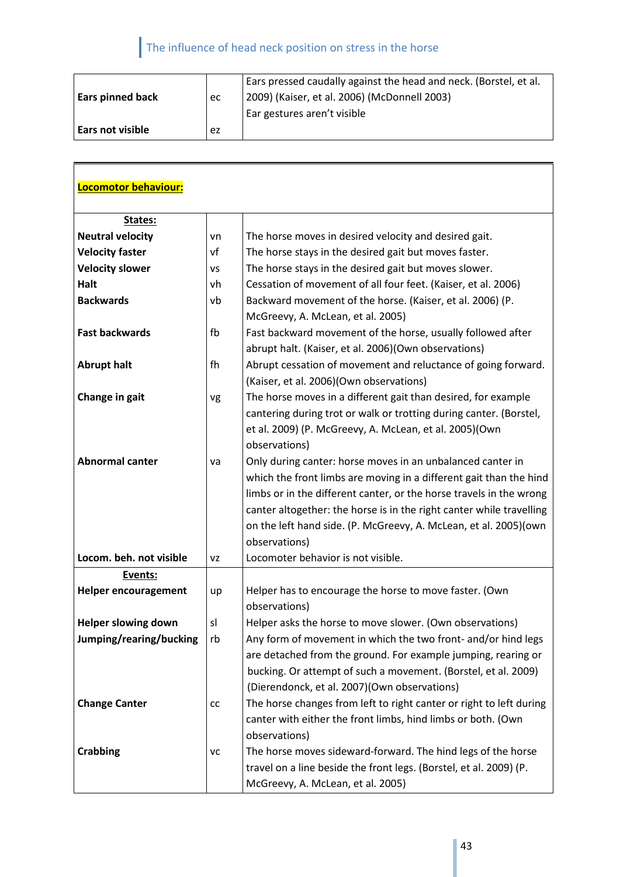| | | |
|---|---|---|
| **Ears pinned back** | ec | Ears pressed caudally against the head and neck. (Borstel, et al. 2009) (Kaiser, et al. 2006) (McDonnell 2003) |
| **Ears not visible** | ez | Ear gestures aren't visible |

| **Locomotor behaviour:** | | |
|---|---|---|
| **States:** | | |
| **Neutral velocity** | vn | The horse moves in desired velocity and desired gait. |
| **Velocity faster** | vf | The horse stays in the desired gait but moves faster. |
| **Velocity slower** | vs | The horse stays in the desired gait but moves slower. |
| **Halt** | vh | Cessation of movement of all four feet. (Kaiser, et al. 2006) |
| **Backwards** | vb | Backward movement of the horse. (Kaiser, et al. 2006) (P. McGreevy, A. McLean, et al. 2005) |
| **Fast backwards** | fb | Fast backward movement of the horse, usually followed after abrupt halt. (Kaiser, et al. 2006)(Own observations) |
| **Abrupt halt** | fh | Abrupt cessation of movement and reluctance of going forward. (Kaiser, et al. 2006)(Own observations) |
| **Change in gait** | vg | The horse moves in a different gait than desired, for example cantering during trot or walk or trotting during canter. (Borstel, et al. 2009) (P. McGreevy, A. McLean, et al. 2005)(Own observations) |
| **Abnormal canter** | va | Only during canter: horse moves in an unbalanced canter in which the front limbs are moving in a different gait than the hind limbs or in the different canter, or the horse travels in the wrong canter altogether: the horse is in the right canter while travelling on the left hand side. (P. McGreevy, A. McLean, et al. 2005)(own observations) |
| **Locom. beh. not visible** | vz | Locomoter behavior is not visible. |
| **Events:** | | |
| **Helper encouragement** | up | Helper has to encourage the horse to move faster. (Own observations) |
| **Helper slowing down** | sl | Helper asks the horse to move slower. (Own observations) |
| **Jumping/rearing/bucking** | rb | Any form of movement in which the two front- and/or hind legs are detached from the ground. For example jumping, rearing or bucking. Or attempt of such a movement. (Borstel, et al. 2009) (Dierendonck, et al. 2007)(Own observations) |
| **Change Canter** | cc | The horse changes from left to right canter or right to left during canter with either the front limbs, hind limbs or both. (Own observations) |
| **Crabbing** | vc | The horse moves sideward-forward. The hind legs of the horse travel on a line beside the front legs. (Borstel, et al. 2009) (P. McGreevy, A. McLean, et al. 2005) |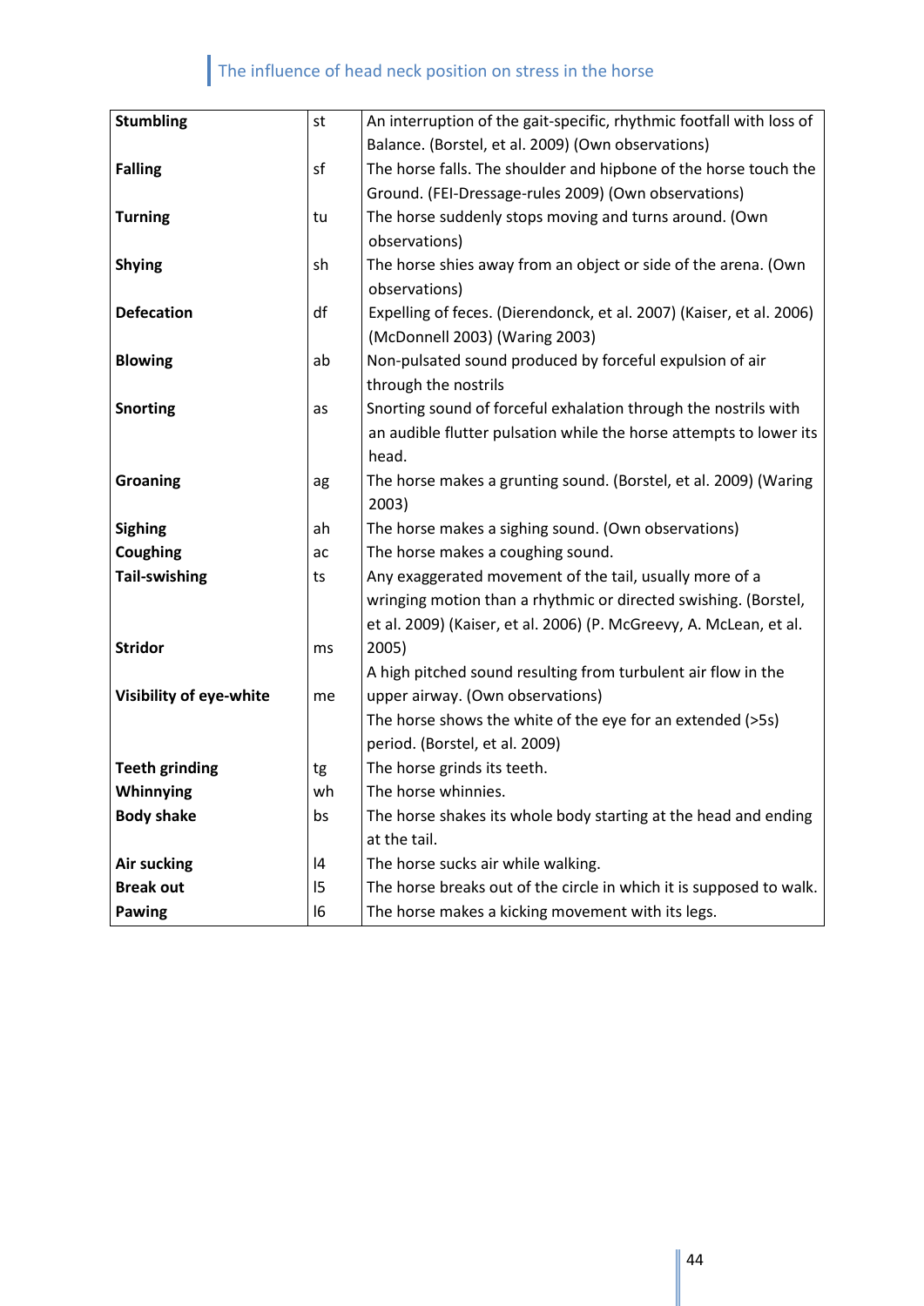| | | |
|---|---|---|
| **Stumbling** | st | An interruption of the gait-specific, rhythmic footfall with loss of Balance. (Borstel, et al. 2009) (Own observations) |
| **Falling** | sf | The horse falls. The shoulder and hipbone of the horse touch the Ground. (FEI-Dressage-rules 2009) (Own observations) |
| **Turning** | tu | The horse suddenly stops moving and turns around. (Own observations) |
| **Shying** | sh | The horse shies away from an object or side of the arena. (Own observations) |
| **Defecation** | df | Expelling of feces. (Dierendonck, et al. 2007) (Kaiser, et al. 2006) (McDonnell 2003) (Waring 2003) |
| **Blowing** | ab | Non-pulsated sound produced by forceful expulsion of air through the nostrils |
| **Snorting** | as | Snorting sound of forceful exhalation through the nostrils with an audible flutter pulsation while the horse attempts to lower its head. |
| **Groaning** | ag | The horse makes a grunting sound. (Borstel, et al. 2009) (Waring 2003) |
| **Sighing** | ah | The horse makes a sighing sound. (Own observations) |
| **Coughing** | ac | The horse makes a coughing sound. |
| **Tail-swishing** | ts | Any exaggerated movement of the tail, usually more of a wringing motion than a rhythmic or directed swishing. (Borstel, et al. 2009) (Kaiser, et al. 2006) (P. McGreevy, A. McLean, et al. 2005) |
| **Stridor** | ms | A high pitched sound resulting from turbulent air flow in the upper airway. (Own observations) |
| **Visibility of eye-white** | me | The horse shows the white of the eye for an extended (>5s) period. (Borstel, et al. 2009) |
| **Teeth grinding** | tg | The horse grinds its teeth. |
| **Whinnying** | wh | The horse whinnies. |
| **Body shake** | bs | The horse shakes its whole body starting at the head and ending at the tail. |
| **Air sucking** | l4 | The horse sucks air while walking. |
| **Break out** | l5 | The horse breaks out of the circle in which it is supposed to walk. |
| **Pawing** | l6 | The horse makes a kicking movement with its legs. |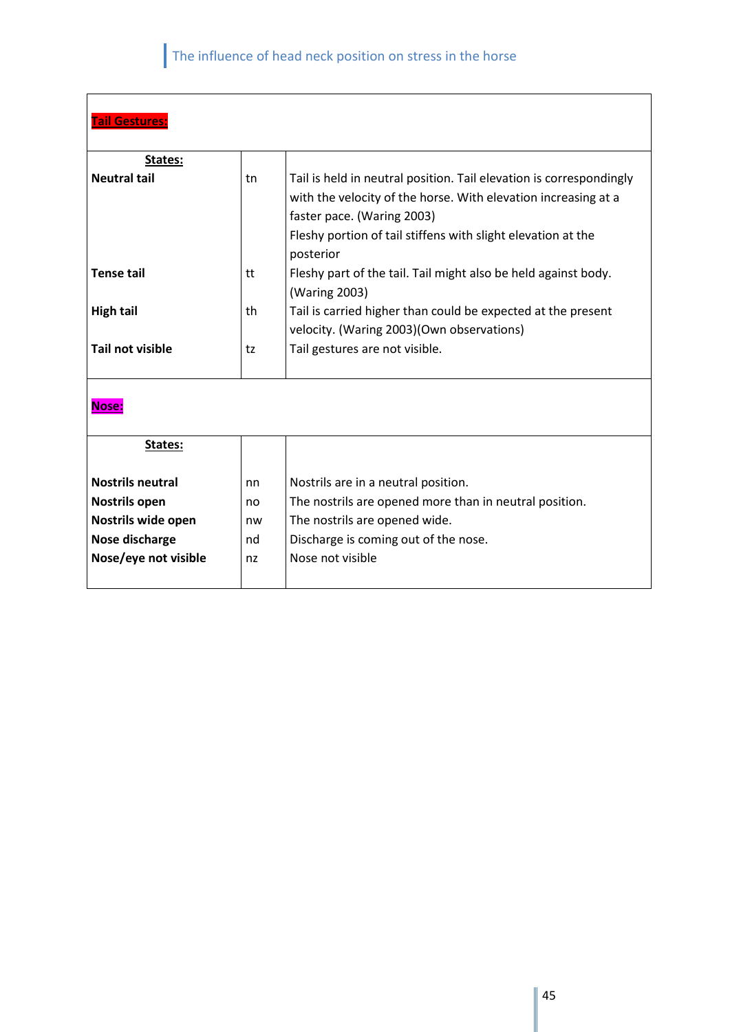| **Tail Gestures:** | | |
|---|---|---|
| **States:** | | |
| **Neutral tail** | tn | Tail is held in neutral position. Tail elevation is correspondingly with the velocity of the horse. With elevation increasing at a faster pace. (Waring 2003) Fleshy portion of tail stiffens with slight elevation at the posterior |
| **Tense tail** | tt | Fleshy part of the tail. Tail might also be held against body. (Waring 2003) |
| **High tail** | th | Tail is carried higher than could be expected at the present velocity. (Waring 2003)(Own observations) |
| **Tail not visible** | tz | Tail gestures are not visible. |

| **Nose:** | | |
|---|---|---|
| **States:** | | |
| **Nostrils neutral** | nn | Nostrils are in a neutral position. |
| **Nostrils open** | no | The nostrils are opened more than in neutral position. |
| **Nostrils wide open** | nw | The nostrils are opened wide. |
| **Nose discharge** | nd | Discharge is coming out of the nose. |
| **Nose/eye not visible** | nz | Nose not visible |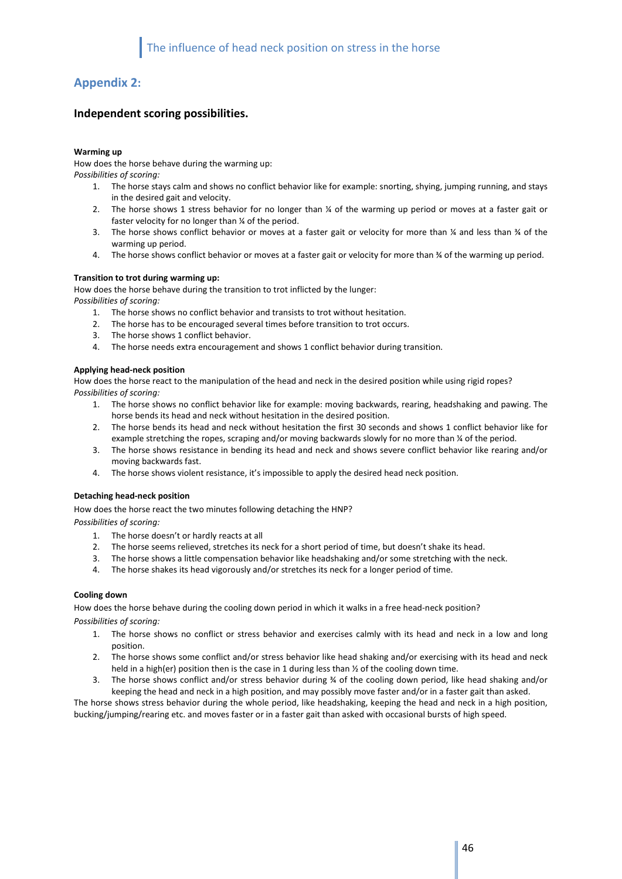## Appendix 2:

### Independent scoring possibilities.

**Warming up**

How does the horse behave during the warming up:

*Possibilities of scoring:*

1. The horse stays calm and shows no conflict behavior like for example: snorting, shying, jumping running, and stays in the desired gait and velocity.
2. The horse shows 1 stress behavior for no longer than ¼ of the warming up period or moves at a faster gait or faster velocity for no longer than ¼ of the period.
3. The horse shows conflict behavior or moves at a faster gait or velocity for more than ¼ and less than ¾ of the warming up period.
4. The horse shows conflict behavior or moves at a faster gait or velocity for more than ¾ of the warming up period.

**Transition to trot during warming up:**

How does the horse behave during the transition to trot inflicted by the lunger:

*Possibilities of scoring:*

1. The horse shows no conflict behavior and transists to trot without hesitation.
2. The horse has to be encouraged several times before transition to trot occurs.
3. The horse shows 1 conflict behavior.
4. The horse needs extra encouragement and shows 1 conflict behavior during transition.

**Applying head-neck position**

How does the horse react to the manipulation of the head and neck in the desired position while using rigid ropes?

*Possibilities of scoring:*

1. The horse shows no conflict behavior like for example: moving backwards, rearing, headshaking and pawing. The horse bends its head and neck without hesitation in the desired position.
2. The horse bends its head and neck without hesitation the first 30 seconds and shows 1 conflict behavior like for example stretching the ropes, scraping and/or moving backwards slowly for no more than ¼ of the period.
3. The horse shows resistance in bending its head and neck and shows severe conflict behavior like rearing and/or moving backwards fast.
4. The horse shows violent resistance, it's impossible to apply the desired head neck position.

**Detaching head-neck position**

How does the horse react the two minutes following detaching the HNP?

*Possibilities of scoring:*

1. The horse doesn't or hardly reacts at all
2. The horse seems relieved, stretches its neck for a short period of time, but doesn't shake its head.
3. The horse shows a little compensation behavior like headshaking and/or some stretching with the neck.
4. The horse shakes its head vigorously and/or stretches its neck for a longer period of time.

**Cooling down**

How does the horse behave during the cooling down period in which it walks in a free head-neck position?

*Possibilities of scoring:*

1. The horse shows no conflict or stress behavior and exercises calmly with its head and neck in a low and long position.
2. The horse shows some conflict and/or stress behavior like head shaking and/or exercising with its head and neck held in a high(er) position then is the case in 1 during less than ½ of the cooling down time.
3. The horse shows conflict and/or stress behavior during ¾ of the cooling down period, like head shaking and/or keeping the head and neck in a high position, and may possibly move faster and/or in a faster gait than asked.

The horse shows stress behavior during the whole period, like headshaking, keeping the head and neck in a high position, bucking/jumping/rearing etc. and moves faster or in a faster gait than asked with occasional bursts of high speed.